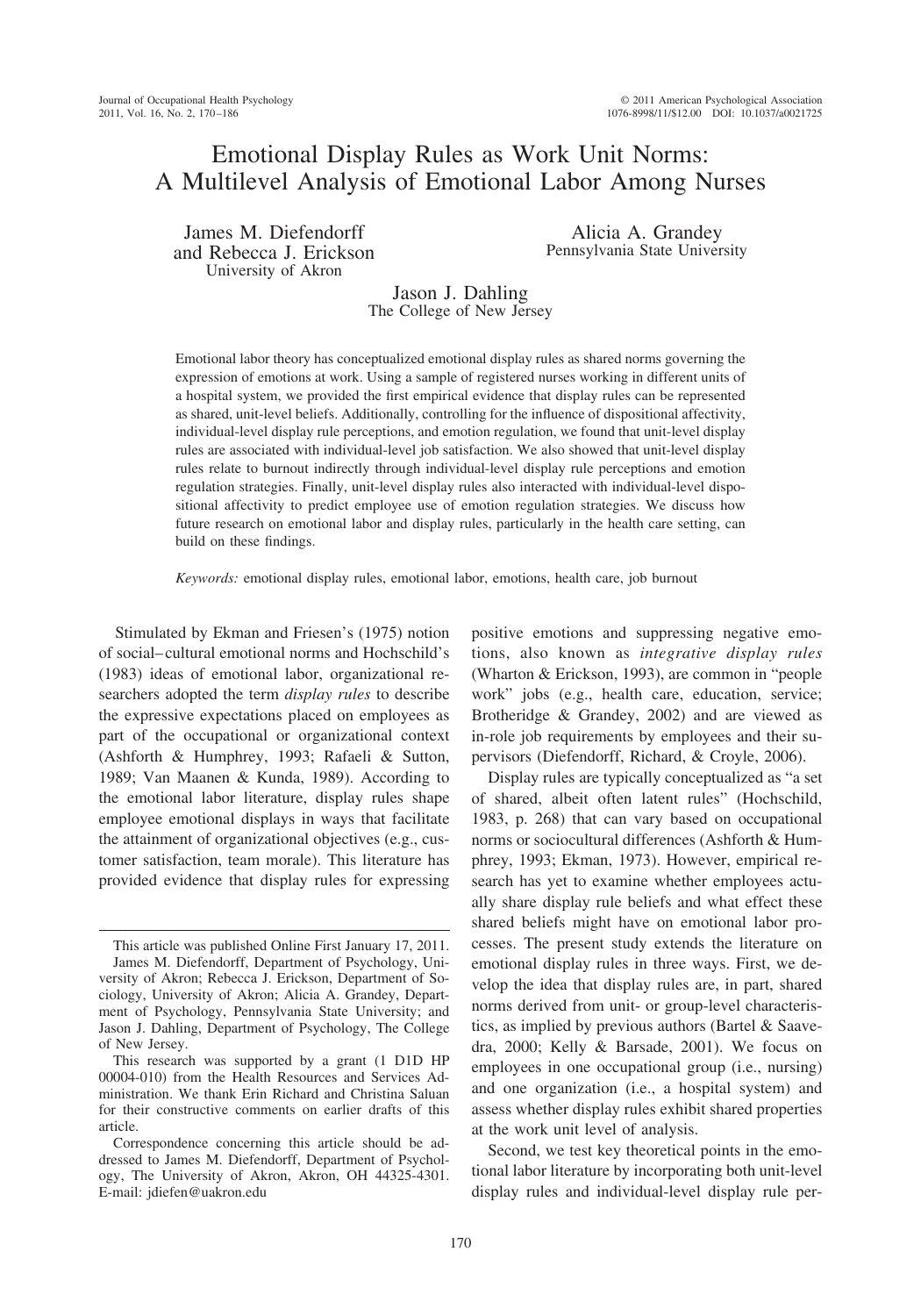# Emotional Display Rules as Work Unit Norms: A Multilevel Analysis of Emotional Labor Among Nurses

James M. Diefendorff and Rebecca J. Erickson
University of Akron

Alicia A. Grandey
Pennsylvania State University

Jason J. Dahling
The College of New Jersey

Emotional labor theory has conceptualized emotional display rules as shared norms governing the expression of emotions at work. Using a sample of registered nurses working in different units of a hospital system, we provided the first empirical evidence that display rules can be represented as shared, unit-level beliefs. Additionally, controlling for the influence of dispositional affectivity, individual-level display rule perceptions, and emotion regulation, we found that unit-level display rules are associated with individual-level job satisfaction. We also showed that unit-level display rules relate to burnout indirectly through individual-level display rule perceptions and emotion regulation strategies. Finally, unit-level display rules also interacted with individual-level dispositional affectivity to predict employee use of emotion regulation strategies. We discuss how future research on emotional labor and display rules, particularly in the health care setting, can build on these findings.

*Keywords:* emotional display rules, emotional labor, emotions, health care, job burnout

Stimulated by Ekman and Friesen's (1975) notion of social–cultural emotional norms and Hochschild's (1983) ideas of emotional labor, organizational researchers adopted the term *display rules* to describe the expressive expectations placed on employees as part of the occupational or organizational context (Ashforth & Humphrey, 1993; Rafaeli & Sutton, 1989; Van Maanen & Kunda, 1989). According to the emotional labor literature, display rules shape employee emotional displays in ways that facilitate the attainment of organizational objectives (e.g., customer satisfaction, team morale). This literature has provided evidence that display rules for expressing positive emotions and suppressing negative emotions, also known as *integrative display rules* (Wharton & Erickson, 1993), are common in "people work" jobs (e.g., health care, education, service; Brotheridge & Grandey, 2002) and are viewed as in-role job requirements by employees and their supervisors (Diefendorff, Richard, & Croyle, 2006).

Display rules are typically conceptualized as "a set of shared, albeit often latent rules" (Hochschild, 1983, p. 268) that can vary based on occupational norms or sociocultural differences (Ashforth & Humphrey, 1993; Ekman, 1973). However, empirical research has yet to examine whether employees actually share display rule beliefs and what effect these shared beliefs might have on emotional labor processes. The present study extends the literature on emotional display rules in three ways. First, we develop the idea that display rules are, in part, shared norms derived from unit- or group-level characteristics, as implied by previous authors (Bartel & Saavedra, 2000; Kelly & Barsade, 2001). We focus on employees in one occupational group (i.e., nursing) and one organization (i.e., a hospital system) and assess whether display rules exhibit shared properties at the work unit level of analysis.

Second, we test key theoretical points in the emotional labor literature by incorporating both unit-level display rules and individual-level display rule per-

---

This article was published Online First January 17, 2011.

James M. Diefendorff, Department of Psychology, University of Akron; Rebecca J. Erickson, Department of Sociology, University of Akron; Alicia A. Grandey, Department of Psychology, Pennsylvania State University; and Jason J. Dahling, Department of Psychology, The College of New Jersey.

This research was supported by a grant (1 D1D HP 00004-010) from the Health Resources and Services Administration. We thank Erin Richard and Christina Saluan for their constructive comments on earlier drafts of this article.

Correspondence concerning this article should be addressed to James M. Diefendorff, Department of Psychology, The University of Akron, Akron, OH 44325-4301. E-mail: jdiefen@uakron.edu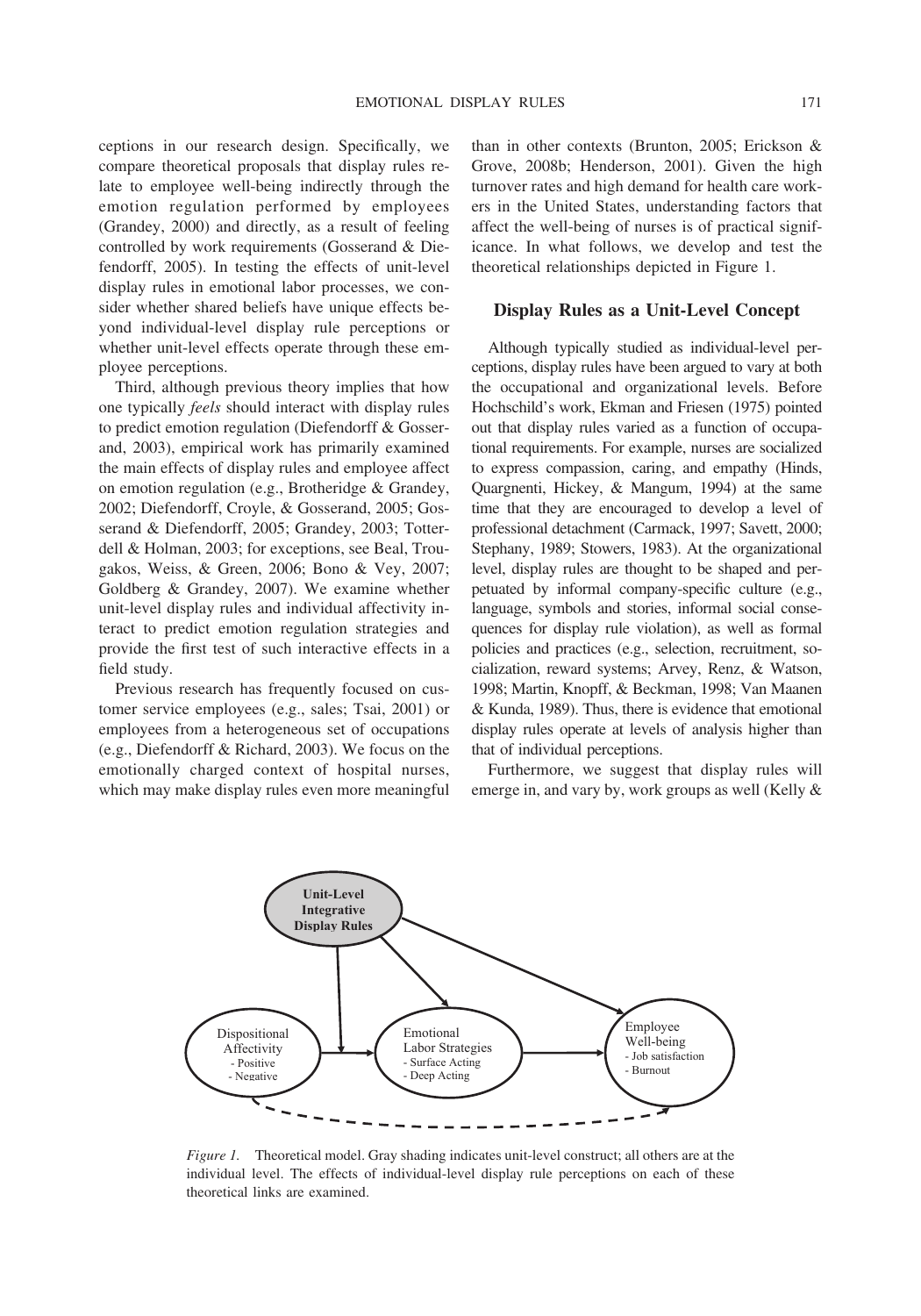ceptions in our research design. Specifically, we compare theoretical proposals that display rules relate to employee well-being indirectly through the emotion regulation performed by employees (Grandey, 2000) and directly, as a result of feeling controlled by work requirements (Gosserand & Diefendorff, 2005). In testing the effects of unit-level display rules in emotional labor processes, we consider whether shared beliefs have unique effects beyond individual-level display rule perceptions or whether unit-level effects operate through these employee perceptions.

Third, although previous theory implies that how one typically *feels* should interact with display rules to predict emotion regulation (Diefendorff & Gosserand, 2003), empirical work has primarily examined the main effects of display rules and employee affect on emotion regulation (e.g., Brotheridge & Grandey, 2002; Diefendorff, Croyle, & Gosserand, 2005; Gosserand & Diefendorff, 2005; Grandey, 2003; Totterdell & Holman, 2003; for exceptions, see Beal, Trougakos, Weiss, & Green, 2006; Bono & Vey, 2007; Goldberg & Grandey, 2007). We examine whether unit-level display rules and individual affectivity interact to predict emotion regulation strategies and provide the first test of such interactive effects in a field study.

Previous research has frequently focused on customer service employees (e.g., sales; Tsai, 2001) or employees from a heterogeneous set of occupations (e.g., Diefendorff & Richard, 2003). We focus on the emotionally charged context of hospital nurses, which may make display rules even more meaningful than in other contexts (Brunton, 2005; Erickson & Grove, 2008b; Henderson, 2001). Given the high turnover rates and high demand for health care workers in the United States, understanding factors that affect the well-being of nurses is of practical significance. In what follows, we develop and test the theoretical relationships depicted in Figure 1.

## Display Rules as a Unit-Level Concept

Although typically studied as individual-level perceptions, display rules have been argued to vary at both the occupational and organizational levels. Before Hochschild's work, Ekman and Friesen (1975) pointed out that display rules varied as a function of occupational requirements. For example, nurses are socialized to express compassion, caring, and empathy (Hinds, Quargnenti, Hickey, & Mangum, 1994) at the same time that they are encouraged to develop a level of professional detachment (Carmack, 1997; Savett, 2000; Stephany, 1989; Stowers, 1983). At the organizational level, display rules are thought to be shaped and perpetuated by informal company-specific culture (e.g., language, symbols and stories, informal social consequences for display rule violation), as well as formal policies and practices (e.g., selection, recruitment, socialization, reward systems; Arvey, Renz, & Watson, 1998; Martin, Knopff, & Beckman, 1998; Van Maanen & Kunda, 1989). Thus, there is evidence that emotional display rules operate at levels of analysis higher than that of individual perceptions.

Furthermore, we suggest that display rules will emerge in, and vary by, work groups as well (Kelly &

*Figure 1.* Theoretical model. Gray shading indicates unit-level construct; all others are at the individual level. The effects of individual-level display rule perceptions on each of these theoretical links are examined.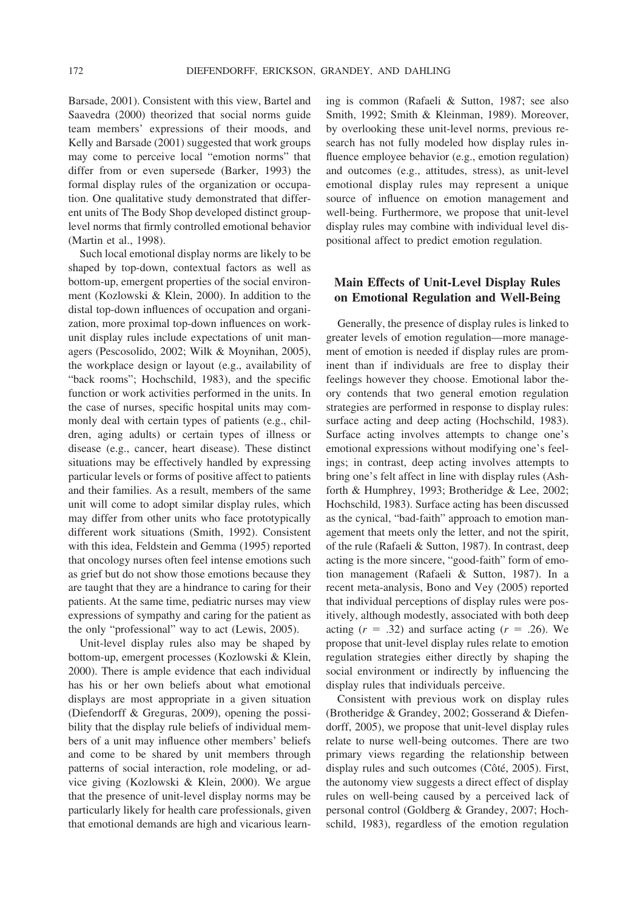Barsade, 2001). Consistent with this view, Bartel and Saavedra (2000) theorized that social norms guide team members' expressions of their moods, and Kelly and Barsade (2001) suggested that work groups may come to perceive local "emotion norms" that differ from or even supersede (Barker, 1993) the formal display rules of the organization or occupation. One qualitative study demonstrated that different units of The Body Shop developed distinct group-level norms that firmly controlled emotional behavior (Martin et al., 1998).

Such local emotional display norms are likely to be shaped by top-down, contextual factors as well as bottom-up, emergent properties of the social environment (Kozlowski & Klein, 2000). In addition to the distal top-down influences of occupation and organization, more proximal top-down influences on work-unit display rules include expectations of unit managers (Pescosolido, 2002; Wilk & Moynihan, 2005), the workplace design or layout (e.g., availability of "back rooms"; Hochschild, 1983), and the specific function or work activities performed in the units. In the case of nurses, specific hospital units may commonly deal with certain types of patients (e.g., children, aging adults) or certain types of illness or disease (e.g., cancer, heart disease). These distinct situations may be effectively handled by expressing particular levels or forms of positive affect to patients and their families. As a result, members of the same unit will come to adopt similar display rules, which may differ from other units who face prototypically different work situations (Smith, 1992). Consistent with this idea, Feldstein and Gemma (1995) reported that oncology nurses often feel intense emotions such as grief but do not show those emotions because they are taught that they are a hindrance to caring for their patients. At the same time, pediatric nurses may view expressions of sympathy and caring for the patient as the only "professional" way to act (Lewis, 2005).

Unit-level display rules also may be shaped by bottom-up, emergent processes (Kozlowski & Klein, 2000). There is ample evidence that each individual has his or her own beliefs about what emotional displays are most appropriate in a given situation (Diefendorff & Greguras, 2009), opening the possibility that the display rule beliefs of individual members of a unit may influence other members' beliefs and come to be shared by unit members through patterns of social interaction, role modeling, or advice giving (Kozlowski & Klein, 2000). We argue that the presence of unit-level display norms may be particularly likely for health care professionals, given that emotional demands are high and vicarious learning is common (Rafaeli & Sutton, 1987; see also Smith, 1992; Smith & Kleinman, 1989). Moreover, by overlooking these unit-level norms, previous research has not fully modeled how display rules influence employee behavior (e.g., emotion regulation) and outcomes (e.g., attitudes, stress), as unit-level emotional display rules may represent a unique source of influence on emotion management and well-being. Furthermore, we propose that unit-level display rules may combine with individual level dispositional affect to predict emotion regulation.

## Main Effects of Unit-Level Display Rules on Emotional Regulation and Well-Being

Generally, the presence of display rules is linked to greater levels of emotion regulation—more management of emotion is needed if display rules are prominent than if individuals are free to display their feelings however they choose. Emotional labor theory contends that two general emotion regulation strategies are performed in response to display rules: surface acting and deep acting (Hochschild, 1983). Surface acting involves attempts to change one's emotional expressions without modifying one's feelings; in contrast, deep acting involves attempts to bring one's felt affect in line with display rules (Ashforth & Humphrey, 1993; Brotheridge & Lee, 2002; Hochschild, 1983). Surface acting has been discussed as the cynical, "bad-faith" approach to emotion management that meets only the letter, and not the spirit, of the rule (Rafaeli & Sutton, 1987). In contrast, deep acting is the more sincere, "good-faith" form of emotion management (Rafaeli & Sutton, 1987). In a recent meta-analysis, Bono and Vey (2005) reported that individual perceptions of display rules were positively, although modestly, associated with both deep acting ($r = .32$) and surface acting ($r = .26$). We propose that unit-level display rules relate to emotion regulation strategies either directly by shaping the social environment or indirectly by influencing the display rules that individuals perceive.

Consistent with previous work on display rules (Brotheridge & Grandey, 2002; Gosserand & Diefendorff, 2005), we propose that unit-level display rules relate to nurse well-being outcomes. There are two primary views regarding the relationship between display rules and such outcomes (Côté, 2005). First, the autonomy view suggests a direct effect of display rules on well-being caused by a perceived lack of personal control (Goldberg & Grandey, 2007; Hochschild, 1983), regardless of the emotion regulation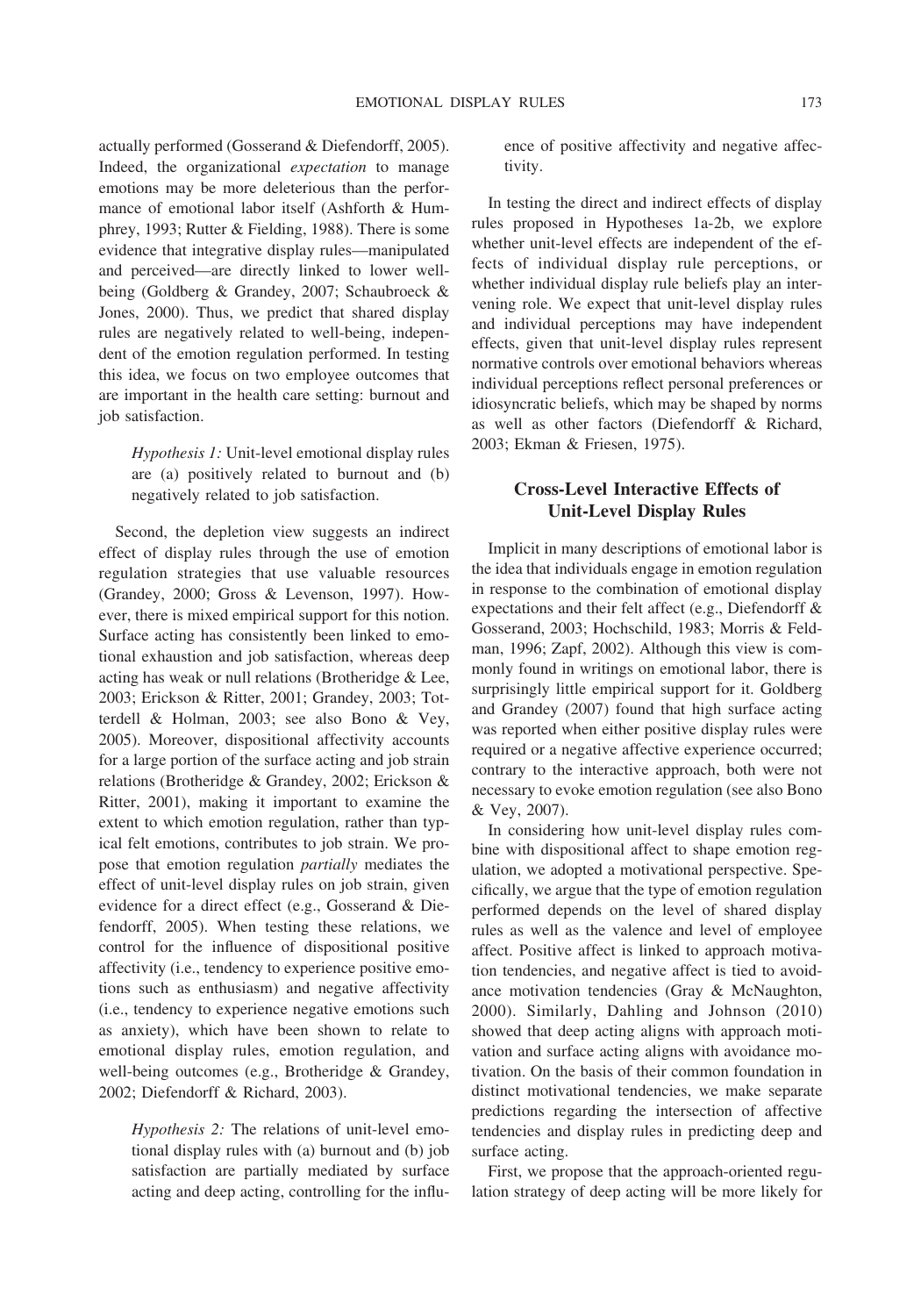actually performed (Gosserand & Diefendorff, 2005). Indeed, the organizational *expectation* to manage emotions may be more deleterious than the performance of emotional labor itself (Ashforth & Humphrey, 1993; Rutter & Fielding, 1988). There is some evidence that integrative display rules—manipulated and perceived—are directly linked to lower well-being (Goldberg & Grandey, 2007; Schaubroeck & Jones, 2000). Thus, we predict that shared display rules are negatively related to well-being, independent of the emotion regulation performed. In testing this idea, we focus on two employee outcomes that are important in the health care setting: burnout and job satisfaction.

> *Hypothesis 1:* Unit-level emotional display rules are (a) positively related to burnout and (b) negatively related to job satisfaction.

Second, the depletion view suggests an indirect effect of display rules through the use of emotion regulation strategies that use valuable resources (Grandey, 2000; Gross & Levenson, 1997). However, there is mixed empirical support for this notion. Surface acting has consistently been linked to emotional exhaustion and job satisfaction, whereas deep acting has weak or null relations (Brotheridge & Lee, 2003; Erickson & Ritter, 2001; Grandey, 2003; Totterdell & Holman, 2003; see also Bono & Vey, 2005). Moreover, dispositional affectivity accounts for a large portion of the surface acting and job strain relations (Brotheridge & Grandey, 2002; Erickson & Ritter, 2001), making it important to examine the extent to which emotion regulation, rather than typical felt emotions, contributes to job strain. We propose that emotion regulation *partially* mediates the effect of unit-level display rules on job strain, given evidence for a direct effect (e.g., Gosserand & Diefendorff, 2005). When testing these relations, we control for the influence of dispositional positive affectivity (i.e., tendency to experience positive emotions such as enthusiasm) and negative affectivity (i.e., tendency to experience negative emotions such as anxiety), which have been shown to relate to emotional display rules, emotion regulation, and well-being outcomes (e.g., Brotheridge & Grandey, 2002; Diefendorff & Richard, 2003).

> *Hypothesis 2:* The relations of unit-level emotional display rules with (a) burnout and (b) job satisfaction are partially mediated by surface acting and deep acting, controlling for the influence of positive affectivity and negative affectivity.

In testing the direct and indirect effects of display rules proposed in Hypotheses 1a-2b, we explore whether unit-level effects are independent of the effects of individual display rule perceptions, or whether individual display rule beliefs play an intervening role. We expect that unit-level display rules and individual perceptions may have independent effects, given that unit-level display rules represent normative controls over emotional behaviors whereas individual perceptions reflect personal preferences or idiosyncratic beliefs, which may be shaped by norms as well as other factors (Diefendorff & Richard, 2003; Ekman & Friesen, 1975).

## Cross-Level Interactive Effects of Unit-Level Display Rules

Implicit in many descriptions of emotional labor is the idea that individuals engage in emotion regulation in response to the combination of emotional display expectations and their felt affect (e.g., Diefendorff & Gosserand, 2003; Hochschild, 1983; Morris & Feldman, 1996; Zapf, 2002). Although this view is commonly found in writings on emotional labor, there is surprisingly little empirical support for it. Goldberg and Grandey (2007) found that high surface acting was reported when either positive display rules were required or a negative affective experience occurred; contrary to the interactive approach, both were not necessary to evoke emotion regulation (see also Bono & Vey, 2007).

In considering how unit-level display rules combine with dispositional affect to shape emotion regulation, we adopted a motivational perspective. Specifically, we argue that the type of emotion regulation performed depends on the level of shared display rules as well as the valence and level of employee affect. Positive affect is linked to approach motivation tendencies, and negative affect is tied to avoidance motivation tendencies (Gray & McNaughton, 2000). Similarly, Dahling and Johnson (2010) showed that deep acting aligns with approach motivation and surface acting aligns with avoidance motivation. On the basis of their common foundation in distinct motivational tendencies, we make separate predictions regarding the intersection of affective tendencies and display rules in predicting deep and surface acting.

First, we propose that the approach-oriented regulation strategy of deep acting will be more likely for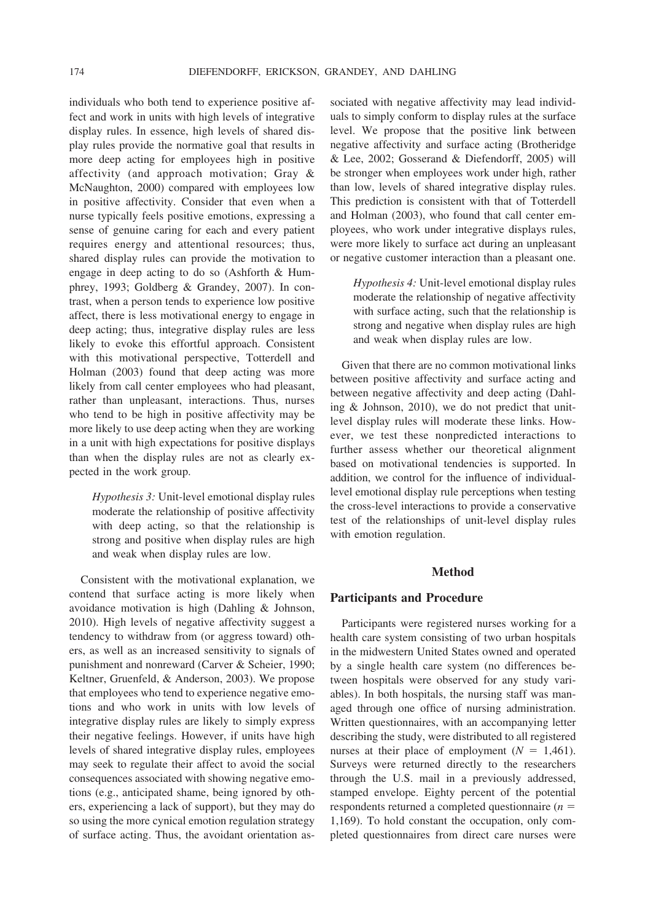individuals who both tend to experience positive affect and work in units with high levels of integrative display rules. In essence, high levels of shared display rules provide the normative goal that results in more deep acting for employees high in positive affectivity (and approach motivation; Gray & McNaughton, 2000) compared with employees low in positive affectivity. Consider that even when a nurse typically feels positive emotions, expressing a sense of genuine caring for each and every patient requires energy and attentional resources; thus, shared display rules can provide the motivation to engage in deep acting to do so (Ashforth & Humphrey, 1993; Goldberg & Grandey, 2007). In contrast, when a person tends to experience low positive affect, there is less motivational energy to engage in deep acting; thus, integrative display rules are less likely to evoke this effortful approach. Consistent with this motivational perspective, Totterdell and Holman (2003) found that deep acting was more likely from call center employees who had pleasant, rather than unpleasant, interactions. Thus, nurses who tend to be high in positive affectivity may be more likely to use deep acting when they are working in a unit with high expectations for positive displays than when the display rules are not as clearly expected in the work group.

> *Hypothesis 3:* Unit-level emotional display rules moderate the relationship of positive affectivity with deep acting, so that the relationship is strong and positive when display rules are high and weak when display rules are low.

Consistent with the motivational explanation, we contend that surface acting is more likely when avoidance motivation is high (Dahling & Johnson, 2010). High levels of negative affectivity suggest a tendency to withdraw from (or aggress toward) others, as well as an increased sensitivity to signals of punishment and nonreward (Carver & Scheier, 1990; Keltner, Gruenfeld, & Anderson, 2003). We propose that employees who tend to experience negative emotions and who work in units with low levels of integrative display rules are likely to simply express their negative feelings. However, if units have high levels of shared integrative display rules, employees may seek to regulate their affect to avoid the social consequences associated with showing negative emotions (e.g., anticipated shame, being ignored by others, experiencing a lack of support), but they may do so using the more cynical emotion regulation strategy of surface acting. Thus, the avoidant orientation associated with negative affectivity may lead individuals to simply conform to display rules at the surface level. We propose that the positive link between negative affectivity and surface acting (Brotheridge & Lee, 2002; Gosserand & Diefendorff, 2005) will be stronger when employees work under high, rather than low, levels of shared integrative display rules. This prediction is consistent with that of Totterdell and Holman (2003), who found that call center employees, who work under integrative displays rules, were more likely to surface act during an unpleasant or negative customer interaction than a pleasant one.

> *Hypothesis 4:* Unit-level emotional display rules moderate the relationship of negative affectivity with surface acting, such that the relationship is strong and negative when display rules are high and weak when display rules are low.

Given that there are no common motivational links between positive affectivity and surface acting and between negative affectivity and deep acting (Dahling & Johnson, 2010), we do not predict that unit-level display rules will moderate these links. However, we test these nonpredicted interactions to further assess whether our theoretical alignment based on motivational tendencies is supported. In addition, we control for the influence of individual-level emotional display rule perceptions when testing the cross-level interactions to provide a conservative test of the relationships of unit-level display rules with emotion regulation.

## Method

### Participants and Procedure

Participants were registered nurses working for a health care system consisting of two urban hospitals in the midwestern United States owned and operated by a single health care system (no differences between hospitals were observed for any study variables). In both hospitals, the nursing staff was managed through one office of nursing administration. Written questionnaires, with an accompanying letter describing the study, were distributed to all registered nurses at their place of employment ($N$ = 1,461). Surveys were returned directly to the researchers through the U.S. mail in a previously addressed, stamped envelope. Eighty percent of the potential respondents returned a completed questionnaire ($n$ = 1,169). To hold constant the occupation, only completed questionnaires from direct care nurses were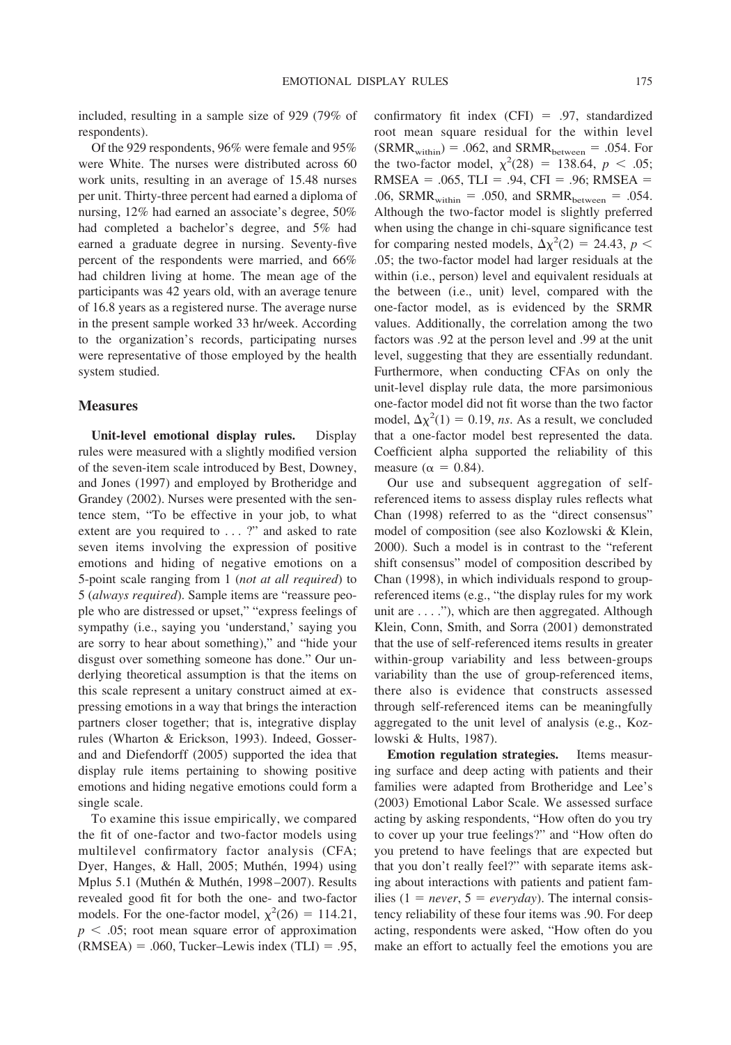included, resulting in a sample size of 929 (79% of respondents).

Of the 929 respondents, 96% were female and 95% were White. The nurses were distributed across 60 work units, resulting in an average of 15.48 nurses per unit. Thirty-three percent had earned a diploma of nursing, 12% had earned an associate's degree, 50% had completed a bachelor's degree, and 5% had earned a graduate degree in nursing. Seventy-five percent of the respondents were married, and 66% had children living at home. The mean age of the participants was 42 years old, with an average tenure of 16.8 years as a registered nurse. The average nurse in the present sample worked 33 hr/week. According to the organization's records, participating nurses were representative of those employed by the health system studied.

## Measures

**Unit-level emotional display rules.** Display rules were measured with a slightly modified version of the seven-item scale introduced by Best, Downey, and Jones (1997) and employed by Brotheridge and Grandey (2002). Nurses were presented with the sentence stem, "To be effective in your job, to what extent are you required to . . . ?" and asked to rate seven items involving the expression of positive emotions and hiding of negative emotions on a 5-point scale ranging from 1 (*not at all required*) to 5 (*always required*). Sample items are "reassure people who are distressed or upset," "express feelings of sympathy (i.e., saying you 'understand,' saying you are sorry to hear about something)," and "hide your disgust over something someone has done." Our underlying theoretical assumption is that the items on this scale represent a unitary construct aimed at expressing emotions in a way that brings the interaction partners closer together; that is, integrative display rules (Wharton & Erickson, 1993). Indeed, Gosserand and Diefendorff (2005) supported the idea that display rule items pertaining to showing positive emotions and hiding negative emotions could form a single scale.

To examine this issue empirically, we compared the fit of one-factor and two-factor models using multilevel confirmatory factor analysis (CFA; Dyer, Hanges, & Hall, 2005; Muthén, 1994) using Mplus 5.1 (Muthén & Muthén, 1998–2007). Results revealed good fit for both the one- and two-factor models. For the one-factor model, $\chi^2(26) = 114.21$, $p < .05$; root mean square error of approximation (RMSEA) = .060, Tucker–Lewis index (TLI) = .95, confirmatory fit index (CFI) = .97, standardized root mean square residual for the within level ($SRMR_{within}$) = .062, and $SRMR_{between}$ = .054. For the two-factor model, $\chi^2(28) = 138.64$, $p < .05$; RMSEA = .065, TLI = .94, CFI = .96; RMSEA = .06, $SRMR_{within}$ = .050, and $SRMR_{between}$ = .054. Although the two-factor model is slightly preferred when using the change in chi-square significance test for comparing nested models, $\Delta\chi^2(2) = 24.43$, $p < .05$; the two-factor model had larger residuals at the within (i.e., person) level and equivalent residuals at the between (i.e., unit) level, compared with the one-factor model, as is evidenced by the SRMR values. Additionally, the correlation among the two factors was .92 at the person level and .99 at the unit level, suggesting that they are essentially redundant. Furthermore, when conducting CFAs on only the unit-level display rule data, the more parsimonious one-factor model did not fit worse than the two factor model, $\Delta\chi^2(1) = 0.19$, *ns*. As a result, we concluded that a one-factor model best represented the data. Coefficient alpha supported the reliability of this measure ($\alpha = 0.84$).

Our use and subsequent aggregation of self-referenced items to assess display rules reflects what Chan (1998) referred to as the "direct consensus" model of composition (see also Kozlowski & Klein, 2000). Such a model is in contrast to the "referent shift consensus" model of composition described by Chan (1998), in which individuals respond to group-referenced items (e.g., "the display rules for my work unit are . . . ."), which are then aggregated. Although Klein, Conn, Smith, and Sorra (2001) demonstrated that the use of self-referenced items results in greater within-group variability and less between-groups variability than the use of group-referenced items, there also is evidence that constructs assessed through self-referenced items can be meaningfully aggregated to the unit level of analysis (e.g., Kozlowski & Hults, 1987).

**Emotion regulation strategies.** Items measuring surface and deep acting with patients and their families were adapted from Brotheridge and Lee's (2003) Emotional Labor Scale. We assessed surface acting by asking respondents, "How often do you try to cover up your true feelings?" and "How often do you pretend to have feelings that are expected but that you don't really feel?" with separate items asking about interactions with patients and patient families (1 = *never*, 5 = *everyday*). The internal consistency reliability of these four items was .90. For deep acting, respondents were asked, "How often do you make an effort to actually feel the emotions you are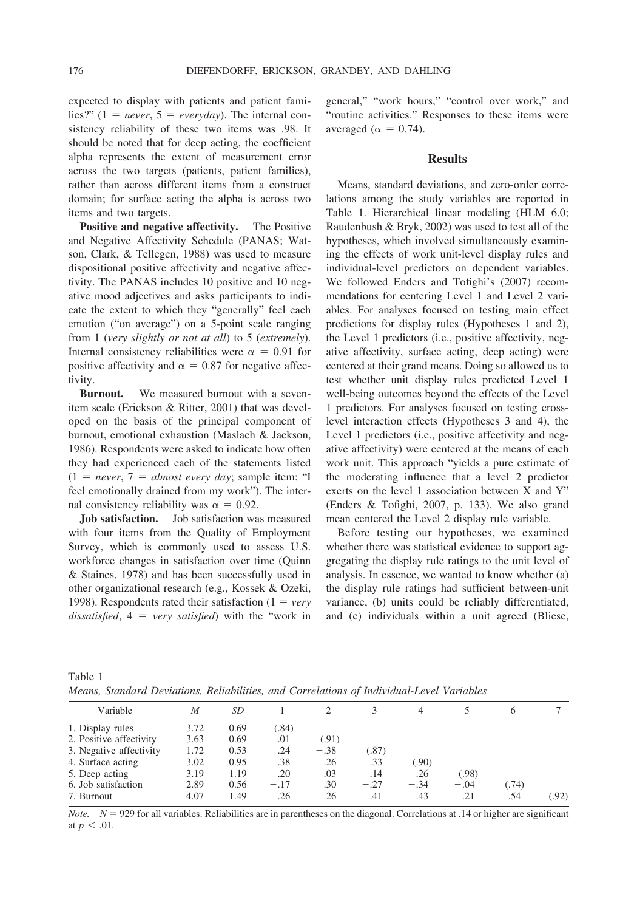expected to display with patients and patient families?" (1 = *never*, 5 = *everyday*). The internal consistency reliability of these two items was .98. It should be noted that for deep acting, the coefficient alpha represents the extent of measurement error across the two targets (patients, patient families), rather than across different items from a construct domain; for surface acting the alpha is across two items and two targets.

**Positive and negative affectivity.** The Positive and Negative Affectivity Schedule (PANAS; Watson, Clark, & Tellegen, 1988) was used to measure dispositional positive affectivity and negative affectivity. The PANAS includes 10 positive and 10 negative mood adjectives and asks participants to indicate the extent to which they "generally" feel each emotion ("on average") on a 5-point scale ranging from 1 (*very slightly or not at all*) to 5 (*extremely*). Internal consistency reliabilities were $\alpha = 0.91$ for positive affectivity and $\alpha = 0.87$ for negative affectivity.

**Burnout.** We measured burnout with a seven-item scale (Erickson & Ritter, 2001) that was developed on the basis of the principal component of burnout, emotional exhaustion (Maslach & Jackson, 1986). Respondents were asked to indicate how often they had experienced each of the statements listed (1 = *never*, 7 = *almost every day*; sample item: "I feel emotionally drained from my work"). The internal consistency reliability was $\alpha = 0.92$.

**Job satisfaction.** Job satisfaction was measured with four items from the Quality of Employment Survey, which is commonly used to assess U.S. workforce changes in satisfaction over time (Quinn & Staines, 1978) and has been successfully used in other organizational research (e.g., Kossek & Ozeki, 1998). Respondents rated their satisfaction (1 = *very dissatisfied*, 4 = *very satisfied*) with the "work in general," "work hours," "control over work," and "routine activities." Responses to these items were averaged ($\alpha = 0.74$).

## Results

Means, standard deviations, and zero-order correlations among the study variables are reported in Table 1. Hierarchical linear modeling (HLM 6.0; Raudenbush & Bryk, 2002) was used to test all of the hypotheses, which involved simultaneously examining the effects of work unit-level display rules and individual-level predictors on dependent variables. We followed Enders and Tofighi's (2007) recommendations for centering Level 1 and Level 2 variables. For analyses focused on testing main effect predictions for display rules (Hypotheses 1 and 2), the Level 1 predictors (i.e., positive affectivity, negative affectivity, surface acting, deep acting) were centered at their grand means. Doing so allowed us to test whether unit display rules predicted Level 1 well-being outcomes beyond the effects of the Level 1 predictors. For analyses focused on testing cross-level interaction effects (Hypotheses 3 and 4), the Level 1 predictors (i.e., positive affectivity and negative affectivity) were centered at the means of each work unit. This approach "yields a pure estimate of the moderating influence that a level 2 predictor exerts on the level 1 association between X and Y" (Enders & Tofighi, 2007, p. 133). We also grand mean centered the Level 2 display rule variable.

Before testing our hypotheses, we examined whether there was statistical evidence to support aggregating the display rule ratings to the unit level of analysis. In essence, we wanted to know whether (a) the display rule ratings had sufficient between-unit variance, (b) units could be reliably differentiated, and (c) individuals within a unit agreed (Bliese,

Table 1
*Means, Standard Deviations, Reliabilities, and Correlations of Individual-Level Variables*

| Variable | *M* | *SD* | 1 | 2 | 3 | 4 | 5 | 6 | 7 |
|---|---|---|---|---|---|---|---|---|---|
| 1. Display rules | 3.72 | 0.69 | (.84) | | | | | | |
| 2. Positive affectivity | 3.63 | 0.69 | −.01 | (.91) | | | | | |
| 3. Negative affectivity | 1.72 | 0.53 | .24 | −.38 | (.87) | | | | |
| 4. Surface acting | 3.02 | 0.95 | .38 | −.26 | .33 | (.90) | | | |
| 5. Deep acting | 3.19 | 1.19 | .20 | .03 | .14 | .26 | (.98) | | |
| 6. Job satisfaction | 2.89 | 0.56 | −.17 | .30 | −.27 | −.34 | −.04 | (.74) | |
| 7. Burnout | 4.07 | 1.49 | .26 | −.26 | .41 | .43 | .21 | −.54 | (.92) |

*Note.* $N = 929$ for all variables. Reliabilities are in parentheses on the diagonal. Correlations at .14 or higher are significant at $p < .01$.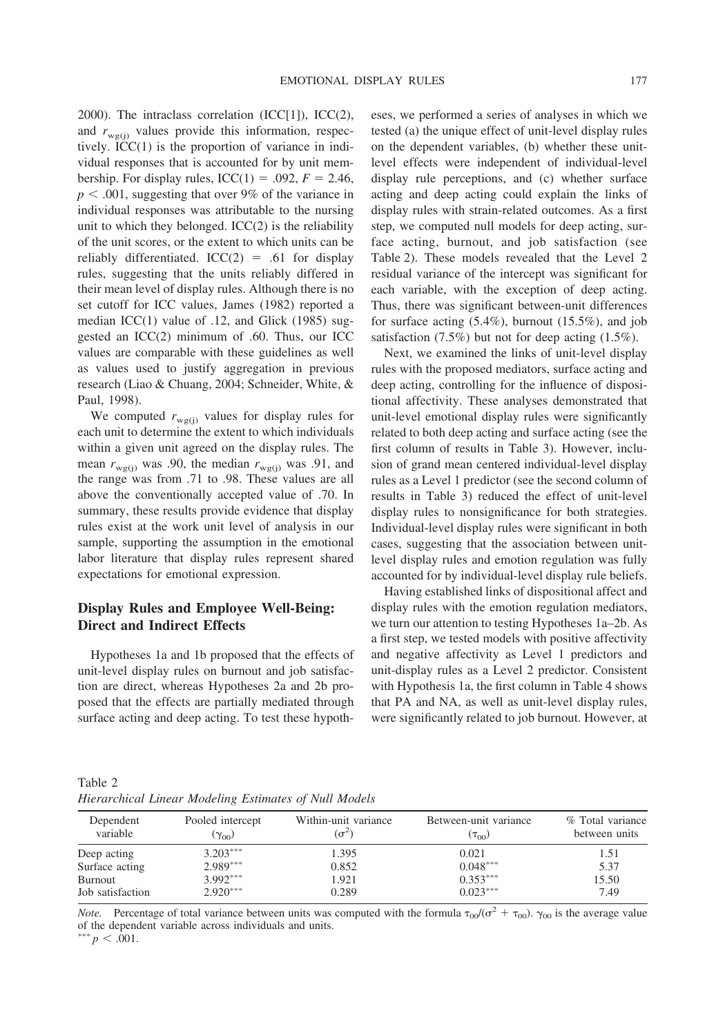2000). The intraclass correlation (ICC[1]), ICC(2), and $r_{wg(j)}$ values provide this information, respectively. ICC(1) is the proportion of variance in individual responses that is accounted for by unit membership. For display rules, ICC(1) = .092, $F = 2.46$, $p < .001$, suggesting that over 9% of the variance in individual responses was attributable to the nursing unit to which they belonged. ICC(2) is the reliability of the unit scores, or the extent to which units can be reliably differentiated. ICC(2) = .61 for display rules, suggesting that the units reliably differed in their mean level of display rules. Although there is no set cutoff for ICC values, James (1982) reported a median ICC(1) value of .12, and Glick (1985) suggested an ICC(2) minimum of .60. Thus, our ICC values are comparable with these guidelines as well as values used to justify aggregation in previous research (Liao & Chuang, 2004; Schneider, White, & Paul, 1998).

We computed $r_{wg(j)}$ values for display rules for each unit to determine the extent to which individuals within a given unit agreed on the display rules. The mean $r_{wg(j)}$ was .90, the median $r_{wg(j)}$ was .91, and the range was from .71 to .98. These values are all above the conventionally accepted value of .70. In summary, these results provide evidence that display rules exist at the work unit level of analysis in our sample, supporting the assumption in the emotional labor literature that display rules represent shared expectations for emotional expression.

## Display Rules and Employee Well-Being: Direct and Indirect Effects

Hypotheses 1a and 1b proposed that the effects of unit-level display rules on burnout and job satisfaction are direct, whereas Hypotheses 2a and 2b proposed that the effects are partially mediated through surface acting and deep acting. To test these hypotheses, we performed a series of analyses in which we tested (a) the unique effect of unit-level display rules on the dependent variables, (b) whether these unit-level effects were independent of individual-level display rule perceptions, and (c) whether surface acting and deep acting could explain the links of display rules with strain-related outcomes. As a first step, we computed null models for deep acting, surface acting, burnout, and job satisfaction (see Table 2). These models revealed that the Level 2 residual variance of the intercept was significant for each variable, with the exception of deep acting. Thus, there was significant between-unit differences for surface acting (5.4%), burnout (15.5%), and job satisfaction (7.5%) but not for deep acting (1.5%).

Next, we examined the links of unit-level display rules with the proposed mediators, surface acting and deep acting, controlling for the influence of dispositional affectivity. These analyses demonstrated that unit-level emotional display rules were significantly related to both deep acting and surface acting (see the first column of results in Table 3). However, inclusion of grand mean centered individual-level display rules as a Level 1 predictor (see the second column of results in Table 3) reduced the effect of unit-level display rules to nonsignificance for both strategies. Individual-level display rules were significant in both cases, suggesting that the association between unit-level display rules and emotion regulation was fully accounted for by individual-level display rule beliefs.

Having established links of dispositional affect and display rules with the emotion regulation mediators, we turn our attention to testing Hypotheses 1a–2b. As a first step, we tested models with positive affectivity and negative affectivity as Level 1 predictors and unit-display rules as a Level 2 predictor. Consistent with Hypothesis 1a, the first column in Table 4 shows that PA and NA, as well as unit-level display rules, were significantly related to job burnout. However, at

Table 2
*Hierarchical Linear Modeling Estimates of Null Models*

| Dependent variable | Pooled intercept ($\gamma_{00}$) | Within-unit variance ($\sigma^2$) | Between-unit variance ($\tau_{00}$) | % Total variance between units |
|---|---|---|---|---|
| Deep acting | $3.203^{***}$ | 1.395 | 0.021 | 1.51 |
| Surface acting | $2.989^{***}$ | 0.852 | $0.048^{***}$ | 5.37 |
| Burnout | $3.992^{***}$ | 1.921 | $0.353^{***}$ | 15.50 |
| Job satisfaction | $2.920^{***}$ | 0.289 | $0.023^{***}$ | 7.49 |

*Note.* Percentage of total variance between units was computed with the formula $\tau_{00}/(\sigma^2 + \tau_{00})$. $\gamma_{00}$ is the average value of the dependent variable across individuals and units.
$^{***}$ $p < .001$.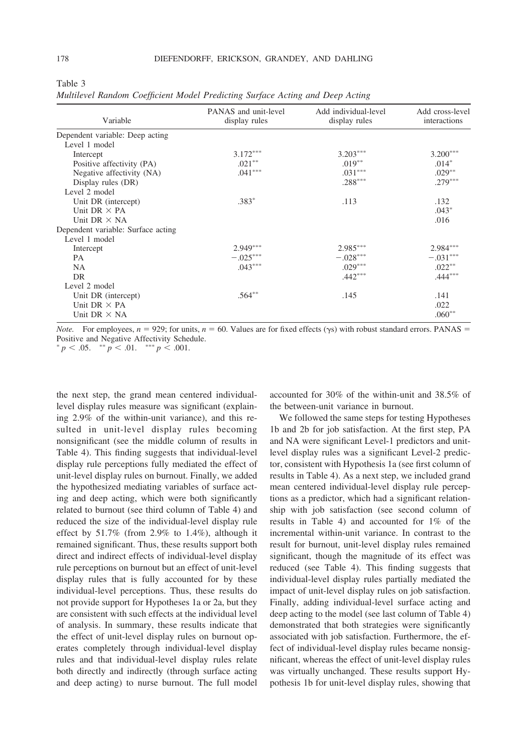Table 3

*Multilevel Random Coefficient Model Predicting Surface Acting and Deep Acting*

| Variable | PANAS and unit-level display rules | Add individual-level display rules | Add cross-level interactions |
|---|---|---|---|
| Dependent variable: Deep acting | | | |
| Level 1 model | | | |
| Intercept | 3.172*** | 3.203*** | 3.200*** |
| Positive affectivity (PA) | .021** | .019** | .014* |
| Negative affectivity (NA) | .041*** | .031*** | .029** |
| Display rules (DR) | | .288*** | .279*** |
| Level 2 model | | | |
| Unit DR (intercept) | .383* | .113 | .132 |
| Unit DR × PA | | | .043* |
| Unit DR × NA | | | .016 |
| Dependent variable: Surface acting | | | |
| Level 1 model | | | |
| Intercept | 2.949*** | 2.985*** | 2.984*** |
| PA | −.025*** | −.028*** | −.031*** |
| NA | .043*** | .029*** | .022** |
| DR | | .442*** | .444*** |
| Level 2 model | | | |
| Unit DR (intercept) | .564** | .145 | .141 |
| Unit DR × PA | | | .022 |
| Unit DR × NA | | | .060** |

*Note.* For employees, $n = 929$; for units, $n = 60$. Values are for fixed effects ($\gamma$s) with robust standard errors. PANAS = Positive and Negative Affectivity Schedule.
* $p < .05$. ** $p < .01$. *** $p < .001$.

the next step, the grand mean centered individual-level display rules measure was significant (explaining 2.9% of the within-unit variance), and this resulted in unit-level display rules becoming nonsignificant (see the middle column of results in Table 4). This finding suggests that individual-level display rule perceptions fully mediated the effect of unit-level display rules on burnout. Finally, we added the hypothesized mediating variables of surface acting and deep acting, which were both significantly related to burnout (see third column of Table 4) and reduced the size of the individual-level display rule effect by 51.7% (from 2.9% to 1.4%), although it remained significant. Thus, these results support both direct and indirect effects of individual-level display rule perceptions on burnout but an effect of unit-level display rules that is fully accounted for by these individual-level perceptions. Thus, these results do not provide support for Hypotheses 1a or 2a, but they are consistent with such effects at the individual level of analysis. In summary, these results indicate that the effect of unit-level display rules on burnout operates completely through individual-level display rules and that individual-level display rules relate both directly and indirectly (through surface acting and deep acting) to nurse burnout. The full model accounted for 30% of the within-unit and 38.5% of the between-unit variance in burnout.

We followed the same steps for testing Hypotheses 1b and 2b for job satisfaction. At the first step, PA and NA were significant Level-1 predictors and unit-level display rules was a significant Level-2 predictor, consistent with Hypothesis 1a (see first column of results in Table 4). As a next step, we included grand mean centered individual-level display rule perceptions as a predictor, which had a significant relationship with job satisfaction (see second column of results in Table 4) and accounted for 1% of the incremental within-unit variance. In contrast to the result for burnout, unit-level display rules remained significant, though the magnitude of its effect was reduced (see Table 4). This finding suggests that individual-level display rules partially mediated the impact of unit-level display rules on job satisfaction. Finally, adding individual-level surface acting and deep acting to the model (see last column of Table 4) demonstrated that both strategies were significantly associated with job satisfaction. Furthermore, the effect of individual-level display rules became nonsignificant, whereas the effect of unit-level display rules was virtually unchanged. These results support Hypothesis 1b for unit-level display rules, showing that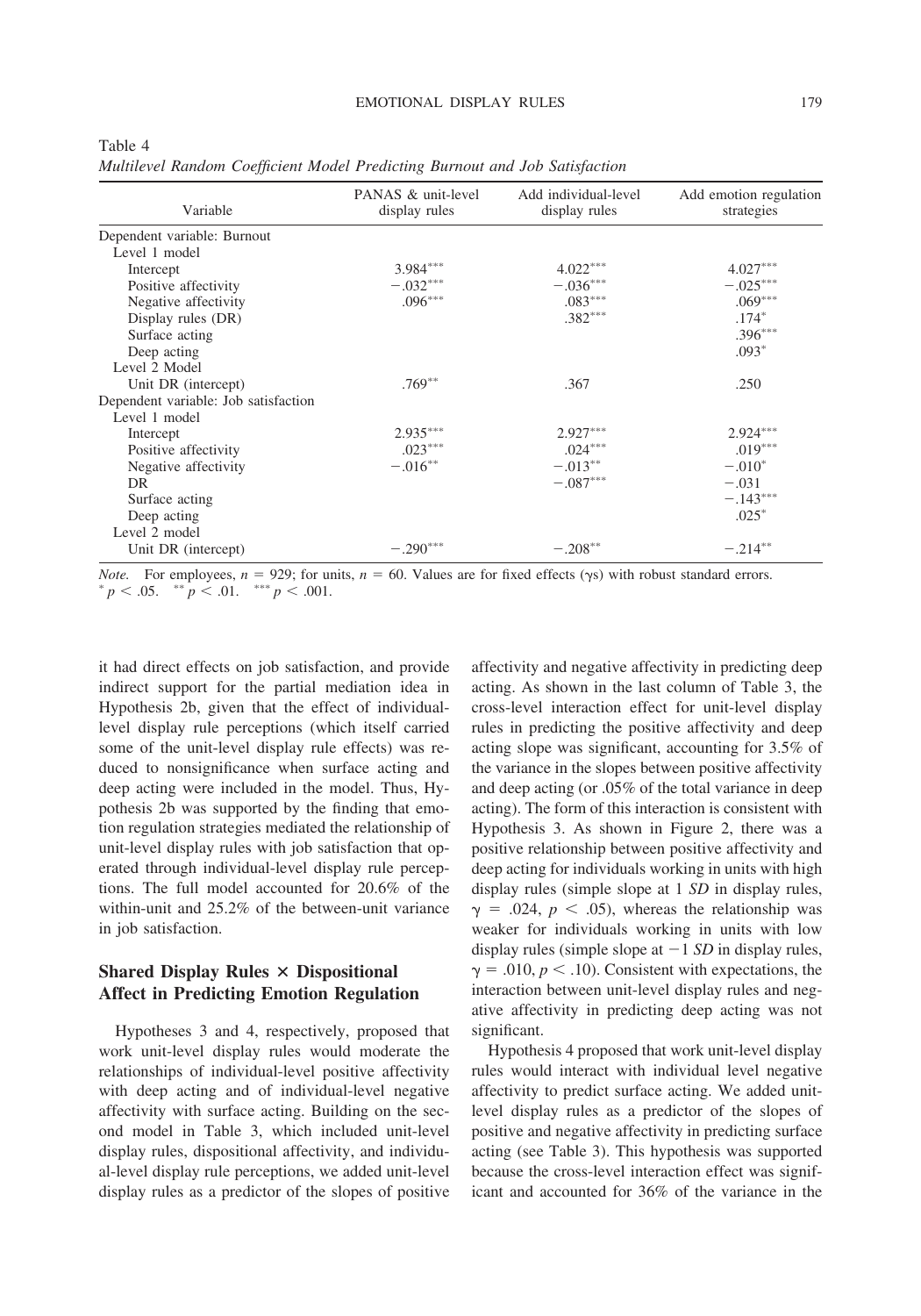Table 4
*Multilevel Random Coefficient Model Predicting Burnout and Job Satisfaction*

| Variable | PANAS & unit-level display rules | Add individual-level display rules | Add emotion regulation strategies |
|---|---|---|---|
| Dependent variable: Burnout | | | |
| Level 1 model | | | |
| Intercept | 3.984*** | 4.022*** | 4.027*** |
| Positive affectivity | −.032*** | −.036*** | −.025*** |
| Negative affectivity | .096*** | .083*** | .069*** |
| Display rules (DR) | | .382*** | .174* |
| Surface acting | | | .396*** |
| Deep acting | | | .093* |
| Level 2 Model | | | |
| Unit DR (intercept) | .769** | .367 | .250 |
| Dependent variable: Job satisfaction | | | |
| Level 1 model | | | |
| Intercept | 2.935*** | 2.927*** | 2.924*** |
| Positive affectivity | .023*** | .024*** | .019*** |
| Negative affectivity | −.016** | −.013** | −.010* |
| DR | | −.087*** | −.031 |
| Surface acting | | | −.143*** |
| Deep acting | | | .025* |
| Level 2 model | | | |
| Unit DR (intercept) | −.290*** | −.208** | −.214** |

*Note.* For employees, $n = 929$; for units, $n = 60$. Values are for fixed effects ($\gamma$s) with robust standard errors.
* $p < .05$. ** $p < .01$. *** $p < .001$.

it had direct effects on job satisfaction, and provide indirect support for the partial mediation idea in Hypothesis 2b, given that the effect of individual-level display rule perceptions (which itself carried some of the unit-level display rule effects) was reduced to nonsignificance when surface acting and deep acting were included in the model. Thus, Hypothesis 2b was supported by the finding that emotion regulation strategies mediated the relationship of unit-level display rules with job satisfaction that operated through individual-level display rule perceptions. The full model accounted for 20.6% of the within-unit and 25.2% of the between-unit variance in job satisfaction.

## Shared Display Rules × Dispositional Affect in Predicting Emotion Regulation

Hypotheses 3 and 4, respectively, proposed that work unit-level display rules would moderate the relationships of individual-level positive affectivity with deep acting and of individual-level negative affectivity with surface acting. Building on the second model in Table 3, which included unit-level display rules, dispositional affectivity, and individual-level display rule perceptions, we added unit-level display rules as a predictor of the slopes of positive affectivity and negative affectivity in predicting deep acting. As shown in the last column of Table 3, the cross-level interaction effect for unit-level display rules in predicting the positive affectivity and deep acting slope was significant, accounting for 3.5% of the variance in the slopes between positive affectivity and deep acting (or .05% of the total variance in deep acting). The form of this interaction is consistent with Hypothesis 3. As shown in Figure 2, there was a positive relationship between positive affectivity and deep acting for individuals working in units with high display rules (simple slope at 1 *SD* in display rules, $\gamma = .024$, $p < .05$), whereas the relationship was weaker for individuals working in units with low display rules (simple slope at −1 *SD* in display rules, $\gamma = .010$, $p < .10$). Consistent with expectations, the interaction between unit-level display rules and negative affectivity in predicting deep acting was not significant.

Hypothesis 4 proposed that work unit-level display rules would interact with individual level negative affectivity to predict surface acting. We added unit-level display rules as a predictor of the slopes of positive and negative affectivity in predicting surface acting (see Table 3). This hypothesis was supported because the cross-level interaction effect was significant and accounted for 36% of the variance in the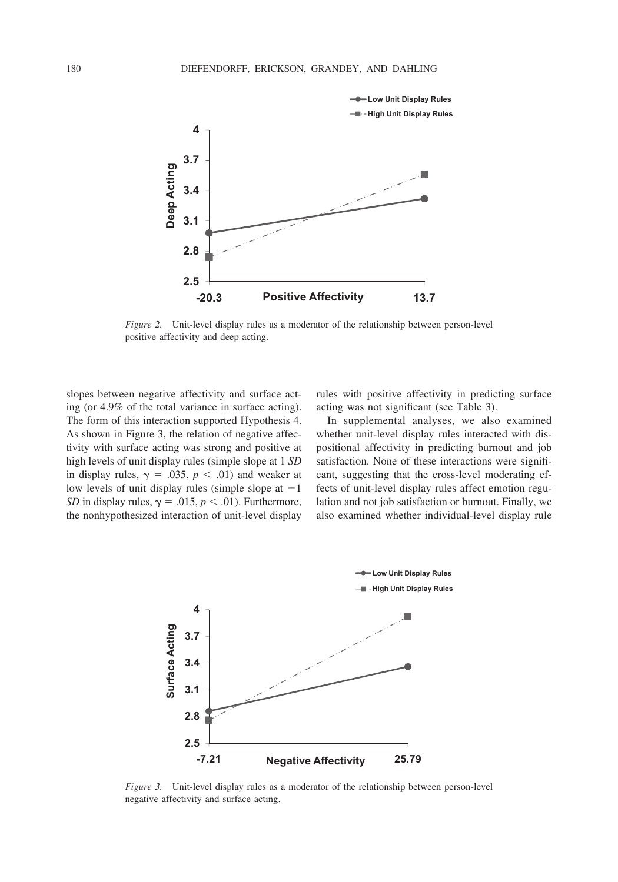*Figure 2.* Unit-level display rules as a moderator of the relationship between person-level positive affectivity and deep acting.

slopes between negative affectivity and surface acting (or 4.9% of the total variance in surface acting). The form of this interaction supported Hypothesis 4. As shown in Figure 3, the relation of negative affectivity with surface acting was strong and positive at high levels of unit display rules (simple slope at 1 *SD* in display rules, $\gamma = .035$, $p < .01$) and weaker at low levels of unit display rules (simple slope at $-1$ *SD* in display rules, $\gamma = .015$, $p < .01$). Furthermore, the nonhypothesized interaction of unit-level display rules with positive affectivity in predicting surface acting was not significant (see Table 3).

In supplemental analyses, we also examined whether unit-level display rules interacted with dispositional affectivity in predicting burnout and job satisfaction. None of these interactions were significant, suggesting that the cross-level moderating effects of unit-level display rules affect emotion regulation and not job satisfaction or burnout. Finally, we also examined whether individual-level display rule

*Figure 3.* Unit-level display rules as a moderator of the relationship between person-level negative affectivity and surface acting.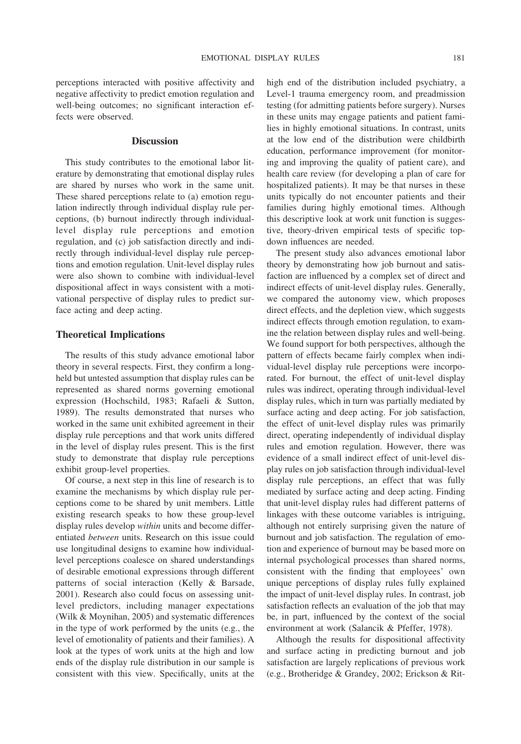perceptions interacted with positive affectivity and negative affectivity to predict emotion regulation and well-being outcomes; no significant interaction effects were observed.

## Discussion

This study contributes to the emotional labor literature by demonstrating that emotional display rules are shared by nurses who work in the same unit. These shared perceptions relate to (a) emotion regulation indirectly through individual display rule perceptions, (b) burnout indirectly through individual-level display rule perceptions and emotion regulation, and (c) job satisfaction directly and indirectly through individual-level display rule perceptions and emotion regulation. Unit-level display rules were also shown to combine with individual-level dispositional affect in ways consistent with a motivational perspective of display rules to predict surface acting and deep acting.

### Theoretical Implications

The results of this study advance emotional labor theory in several respects. First, they confirm a long-held but untested assumption that display rules can be represented as shared norms governing emotional expression (Hochschild, 1983; Rafaeli & Sutton, 1989). The results demonstrated that nurses who worked in the same unit exhibited agreement in their display rule perceptions and that work units differed in the level of display rules present. This is the first study to demonstrate that display rule perceptions exhibit group-level properties.

Of course, a next step in this line of research is to examine the mechanisms by which display rule perceptions come to be shared by unit members. Little existing research speaks to how these group-level display rules develop *within* units and become differentiated *between* units. Research on this issue could use longitudinal designs to examine how individual-level perceptions coalesce on shared understandings of desirable emotional expressions through different patterns of social interaction (Kelly & Barsade, 2001). Research also could focus on assessing unit-level predictors, including manager expectations (Wilk & Moynihan, 2005) and systematic differences in the type of work performed by the units (e.g., the level of emotionality of patients and their families). A look at the types of work units at the high and low ends of the display rule distribution in our sample is consistent with this view. Specifically, units at the high end of the distribution included psychiatry, a Level-1 trauma emergency room, and preadmission testing (for admitting patients before surgery). Nurses in these units may engage patients and patient families in highly emotional situations. In contrast, units at the low end of the distribution were childbirth education, performance improvement (for monitoring and improving the quality of patient care), and health care review (for developing a plan of care for hospitalized patients). It may be that nurses in these units typically do not encounter patients and their families during highly emotional times. Although this descriptive look at work unit function is suggestive, theory-driven empirical tests of specific top-down influences are needed.

The present study also advances emotional labor theory by demonstrating how job burnout and satisfaction are influenced by a complex set of direct and indirect effects of unit-level display rules. Generally, we compared the autonomy view, which proposes direct effects, and the depletion view, which suggests indirect effects through emotion regulation, to examine the relation between display rules and well-being. We found support for both perspectives, although the pattern of effects became fairly complex when individual-level display rule perceptions were incorporated. For burnout, the effect of unit-level display rules was indirect, operating through individual-level display rules, which in turn was partially mediated by surface acting and deep acting. For job satisfaction, the effect of unit-level display rules was primarily direct, operating independently of individual display rules and emotion regulation. However, there was evidence of a small indirect effect of unit-level display rules on job satisfaction through individual-level display rule perceptions, an effect that was fully mediated by surface acting and deep acting. Finding that unit-level display rules had different patterns of linkages with these outcome variables is intriguing, although not entirely surprising given the nature of burnout and job satisfaction. The regulation of emotion and experience of burnout may be based more on internal psychological processes than shared norms, consistent with the finding that employees' own unique perceptions of display rules fully explained the impact of unit-level display rules. In contrast, job satisfaction reflects an evaluation of the job that may be, in part, influenced by the context of the social environment at work (Salancik & Pfeffer, 1978).

Although the results for dispositional affectivity and surface acting in predicting burnout and job satisfaction are largely replications of previous work (e.g., Brotheridge & Grandey, 2002; Erickson & Rit-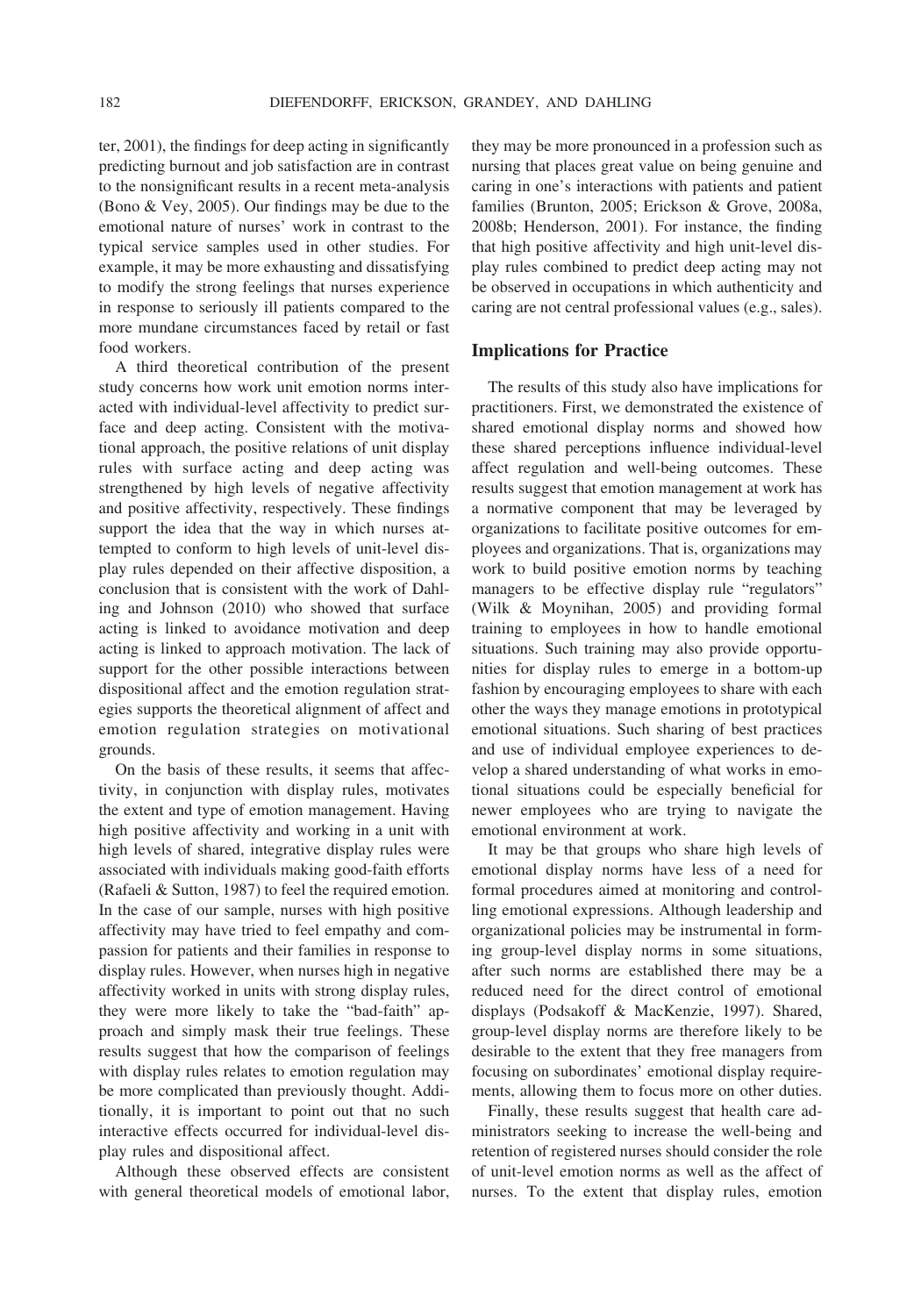ter, 2001), the findings for deep acting in significantly predicting burnout and job satisfaction are in contrast to the nonsignificant results in a recent meta-analysis (Bono & Vey, 2005). Our findings may be due to the emotional nature of nurses' work in contrast to the typical service samples used in other studies. For example, it may be more exhausting and dissatisfying to modify the strong feelings that nurses experience in response to seriously ill patients compared to the more mundane circumstances faced by retail or fast food workers.

A third theoretical contribution of the present study concerns how work unit emotion norms interacted with individual-level affectivity to predict surface and deep acting. Consistent with the motivational approach, the positive relations of unit display rules with surface acting and deep acting was strengthened by high levels of negative affectivity and positive affectivity, respectively. These findings support the idea that the way in which nurses attempted to conform to high levels of unit-level display rules depended on their affective disposition, a conclusion that is consistent with the work of Dahling and Johnson (2010) who showed that surface acting is linked to avoidance motivation and deep acting is linked to approach motivation. The lack of support for the other possible interactions between dispositional affect and the emotion regulation strategies supports the theoretical alignment of affect and emotion regulation strategies on motivational grounds.

On the basis of these results, it seems that affectivity, in conjunction with display rules, motivates the extent and type of emotion management. Having high positive affectivity and working in a unit with high levels of shared, integrative display rules were associated with individuals making good-faith efforts (Rafaeli & Sutton, 1987) to feel the required emotion. In the case of our sample, nurses with high positive affectivity may have tried to feel empathy and compassion for patients and their families in response to display rules. However, when nurses high in negative affectivity worked in units with strong display rules, they were more likely to take the "bad-faith" approach and simply mask their true feelings. These results suggest that how the comparison of feelings with display rules relates to emotion regulation may be more complicated than previously thought. Additionally, it is important to point out that no such interactive effects occurred for individual-level display rules and dispositional affect.

Although these observed effects are consistent with general theoretical models of emotional labor, they may be more pronounced in a profession such as nursing that places great value on being genuine and caring in one's interactions with patients and patient families (Brunton, 2005; Erickson & Grove, 2008a, 2008b; Henderson, 2001). For instance, the finding that high positive affectivity and high unit-level display rules combined to predict deep acting may not be observed in occupations in which authenticity and caring are not central professional values (e.g., sales).

### Implications for Practice

The results of this study also have implications for practitioners. First, we demonstrated the existence of shared emotional display norms and showed how these shared perceptions influence individual-level affect regulation and well-being outcomes. These results suggest that emotion management at work has a normative component that may be leveraged by organizations to facilitate positive outcomes for employees and organizations. That is, organizations may work to build positive emotion norms by teaching managers to be effective display rule "regulators" (Wilk & Moynihan, 2005) and providing formal training to employees in how to handle emotional situations. Such training may also provide opportunities for display rules to emerge in a bottom-up fashion by encouraging employees to share with each other the ways they manage emotions in prototypical emotional situations. Such sharing of best practices and use of individual employee experiences to develop a shared understanding of what works in emotional situations could be especially beneficial for newer employees who are trying to navigate the emotional environment at work.

It may be that groups who share high levels of emotional display norms have less of a need for formal procedures aimed at monitoring and controlling emotional expressions. Although leadership and organizational policies may be instrumental in forming group-level display norms in some situations, after such norms are established there may be a reduced need for the direct control of emotional displays (Podsakoff & MacKenzie, 1997). Shared, group-level display norms are therefore likely to be desirable to the extent that they free managers from focusing on subordinates' emotional display requirements, allowing them to focus more on other duties.

Finally, these results suggest that health care administrators seeking to increase the well-being and retention of registered nurses should consider the role of unit-level emotion norms as well as the affect of nurses. To the extent that display rules, emotion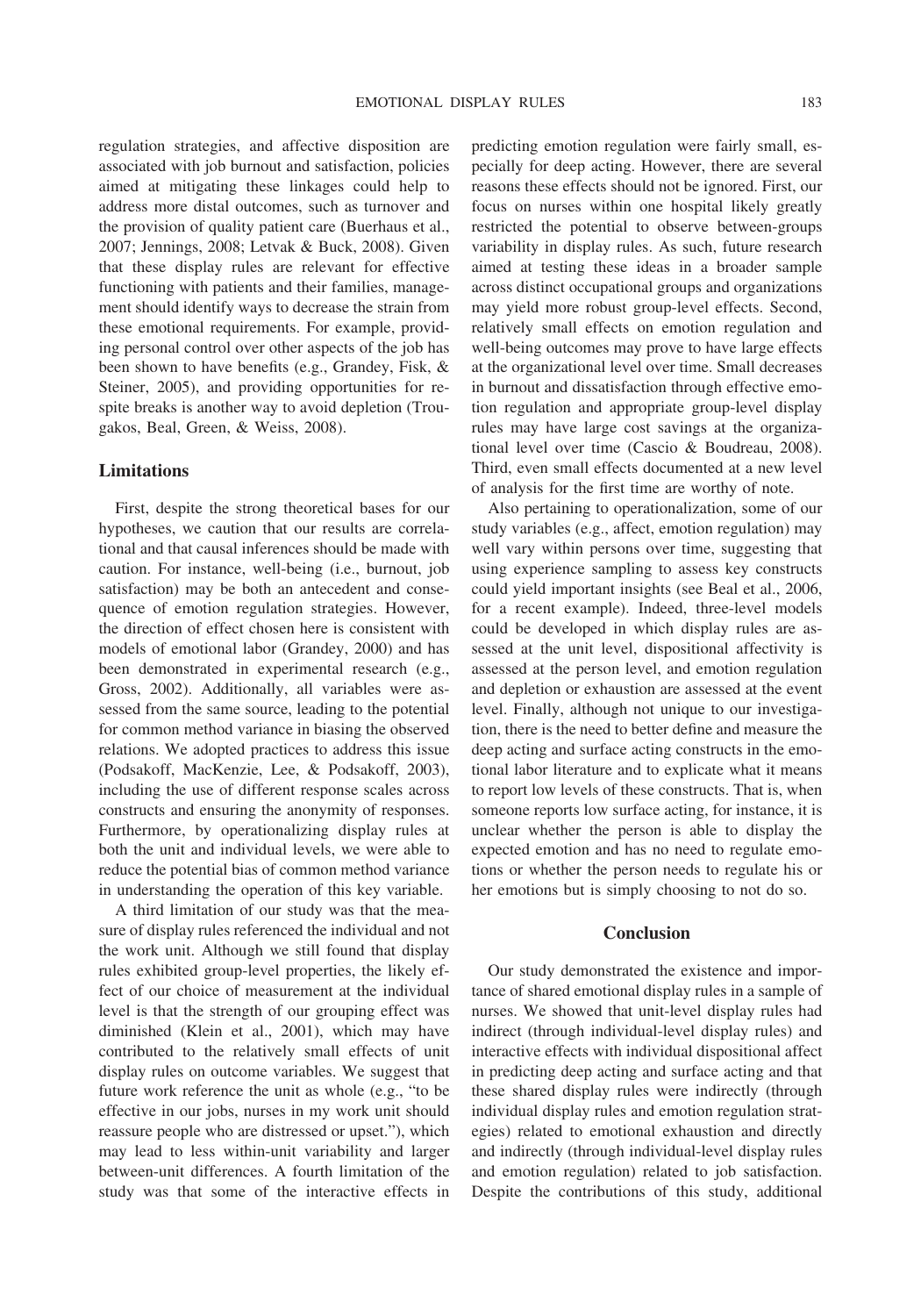regulation strategies, and affective disposition are associated with job burnout and satisfaction, policies aimed at mitigating these linkages could help to address more distal outcomes, such as turnover and the provision of quality patient care (Buerhaus et al., 2007; Jennings, 2008; Letvak & Buck, 2008). Given that these display rules are relevant for effective functioning with patients and their families, management should identify ways to decrease the strain from these emotional requirements. For example, providing personal control over other aspects of the job has been shown to have benefits (e.g., Grandey, Fisk, & Steiner, 2005), and providing opportunities for respite breaks is another way to avoid depletion (Trougakos, Beal, Green, & Weiss, 2008).

## Limitations

First, despite the strong theoretical bases for our hypotheses, we caution that our results are correlational and that causal inferences should be made with caution. For instance, well-being (i.e., burnout, job satisfaction) may be both an antecedent and consequence of emotion regulation strategies. However, the direction of effect chosen here is consistent with models of emotional labor (Grandey, 2000) and has been demonstrated in experimental research (e.g., Gross, 2002). Additionally, all variables were assessed from the same source, leading to the potential for common method variance in biasing the observed relations. We adopted practices to address this issue (Podsakoff, MacKenzie, Lee, & Podsakoff, 2003), including the use of different response scales across constructs and ensuring the anonymity of responses. Furthermore, by operationalizing display rules at both the unit and individual levels, we were able to reduce the potential bias of common method variance in understanding the operation of this key variable.

A third limitation of our study was that the measure of display rules referenced the individual and not the work unit. Although we still found that display rules exhibited group-level properties, the likely effect of our choice of measurement at the individual level is that the strength of our grouping effect was diminished (Klein et al., 2001), which may have contributed to the relatively small effects of unit display rules on outcome variables. We suggest that future work reference the unit as whole (e.g., "to be effective in our jobs, nurses in my work unit should reassure people who are distressed or upset."), which may lead to less within-unit variability and larger between-unit differences. A fourth limitation of the study was that some of the interactive effects in predicting emotion regulation were fairly small, especially for deep acting. However, there are several reasons these effects should not be ignored. First, our focus on nurses within one hospital likely greatly restricted the potential to observe between-groups variability in display rules. As such, future research aimed at testing these ideas in a broader sample across distinct occupational groups and organizations may yield more robust group-level effects. Second, relatively small effects on emotion regulation and well-being outcomes may prove to have large effects at the organizational level over time. Small decreases in burnout and dissatisfaction through effective emotion regulation and appropriate group-level display rules may have large cost savings at the organizational level over time (Cascio & Boudreau, 2008). Third, even small effects documented at a new level of analysis for the first time are worthy of note.

Also pertaining to operationalization, some of our study variables (e.g., affect, emotion regulation) may well vary within persons over time, suggesting that using experience sampling to assess key constructs could yield important insights (see Beal et al., 2006, for a recent example). Indeed, three-level models could be developed in which display rules are assessed at the unit level, dispositional affectivity is assessed at the person level, and emotion regulation and depletion or exhaustion are assessed at the event level. Finally, although not unique to our investigation, there is the need to better define and measure the deep acting and surface acting constructs in the emotional labor literature and to explicate what it means to report low levels of these constructs. That is, when someone reports low surface acting, for instance, it is unclear whether the person is able to display the expected emotion and has no need to regulate emotions or whether the person needs to regulate his or her emotions but is simply choosing to not do so.

## Conclusion

Our study demonstrated the existence and importance of shared emotional display rules in a sample of nurses. We showed that unit-level display rules had indirect (through individual-level display rules) and interactive effects with individual dispositional affect in predicting deep acting and surface acting and that these shared display rules were indirectly (through individual display rules and emotion regulation strategies) related to emotional exhaustion and directly and indirectly (through individual-level display rules and emotion regulation) related to job satisfaction. Despite the contributions of this study, additional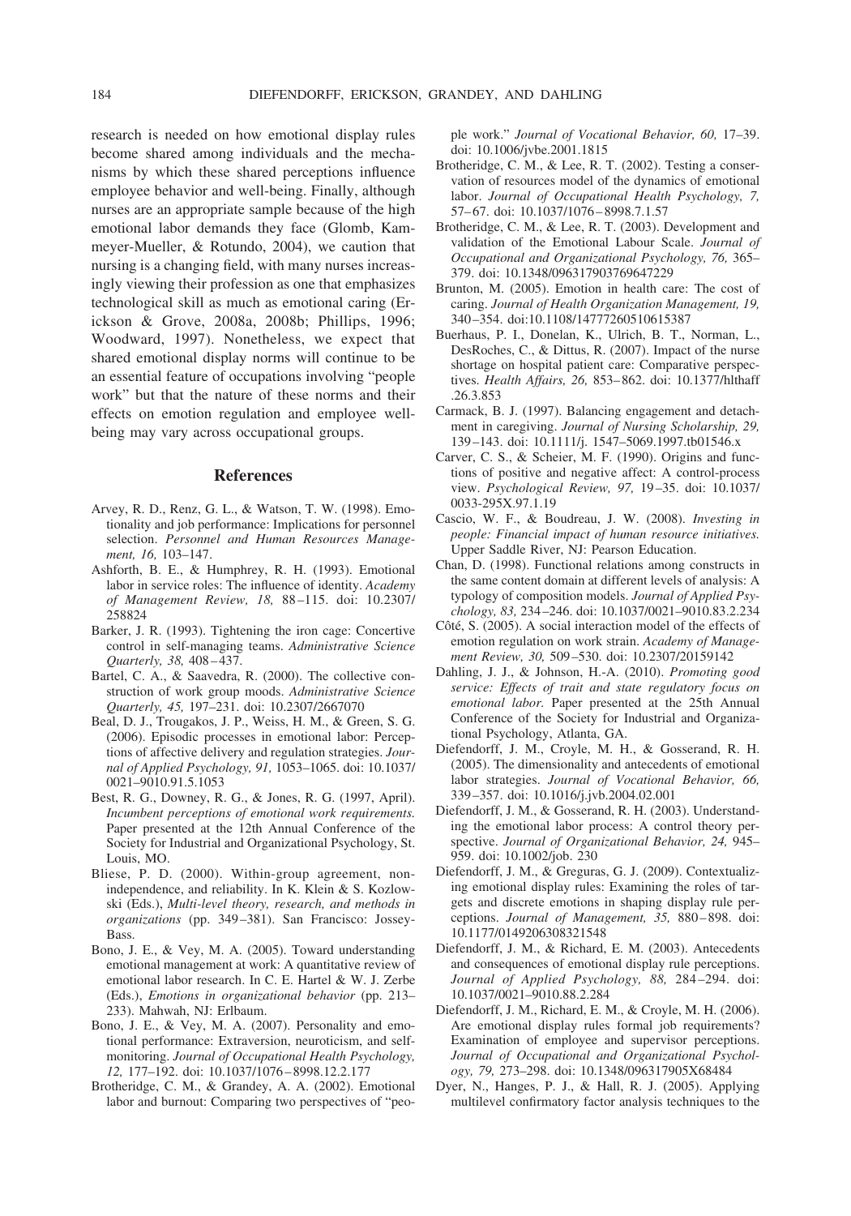research is needed on how emotional display rules become shared among individuals and the mechanisms by which these shared perceptions influence employee behavior and well-being. Finally, although nurses are an appropriate sample because of the high emotional labor demands they face (Glomb, Kammeyer-Mueller, & Rotundo, 2004), we caution that nursing is a changing field, with many nurses increasingly viewing their profession as one that emphasizes technological skill as much as emotional caring (Erickson & Grove, 2008a, 2008b; Phillips, 1996; Woodward, 1997). Nonetheless, we expect that shared emotional display norms will continue to be an essential feature of occupations involving "people work" but that the nature of these norms and their effects on emotion regulation and employee well-being may vary across occupational groups.

## References

Arvey, R. D., Renz, G. L., & Watson, T. W. (1998). Emotionality and job performance: Implications for personnel selection. *Personnel and Human Resources Management, 16,* 103–147.

Ashforth, B. E., & Humphrey, R. H. (1993). Emotional labor in service roles: The influence of identity. *Academy of Management Review, 18,* 88–115. doi: 10.2307/258824

Barker, J. R. (1993). Tightening the iron cage: Concertive control in self-managing teams. *Administrative Science Quarterly, 38,* 408–437.

Bartel, C. A., & Saavedra, R. (2000). The collective construction of work group moods. *Administrative Science Quarterly, 45,* 197–231. doi: 10.2307/2667070

Beal, D. J., Trougakos, J. P., Weiss, H. M., & Green, S. G. (2006). Episodic processes in emotional labor: Perceptions of affective delivery and regulation strategies. *Journal of Applied Psychology, 91,* 1053–1065. doi: 10.1037/0021–9010.91.5.1053

Best, R. G., Downey, R. G., & Jones, R. G. (1997, April). *Incumbent perceptions of emotional work requirements.* Paper presented at the 12th Annual Conference of the Society for Industrial and Organizational Psychology, St. Louis, MO.

Bliese, P. D. (2000). Within-group agreement, non-independence, and reliability. In K. Klein & S. Kozlowski (Eds.), *Multi-level theory, research, and methods in organizations* (pp. 349–381). San Francisco: Jossey-Bass.

Bono, J. E., & Vey, M. A. (2005). Toward understanding emotional management at work: A quantitative review of emotional labor research. In C. E. Hartel & W. J. Zerbe (Eds.), *Emotions in organizational behavior* (pp. 213–233). Mahwah, NJ: Erlbaum.

Bono, J. E., & Vey, M. A. (2007). Personality and emotional performance: Extraversion, neuroticism, and self-monitoring. *Journal of Occupational Health Psychology, 12,* 177–192. doi: 10.1037/1076–8998.12.2.177

Brotheridge, C. M., & Grandey, A. A. (2002). Emotional labor and burnout: Comparing two perspectives of "people work." *Journal of Vocational Behavior, 60,* 17–39. doi: 10.1006/jvbe.2001.1815

Brotheridge, C. M., & Lee, R. T. (2002). Testing a conservation of resources model of the dynamics of emotional labor. *Journal of Occupational Health Psychology, 7,* 57–67. doi: 10.1037/1076–8998.7.1.57

Brotheridge, C. M., & Lee, R. T. (2003). Development and validation of the Emotional Labour Scale. *Journal of Occupational and Organizational Psychology, 76,* 365–379. doi: 10.1348/096317903769647229

Brunton, M. (2005). Emotion in health care: The cost of caring. *Journal of Health Organization Management, 19,* 340–354. doi:10.1108/14777260510615387

Buerhaus, P. I., Donelan, K., Ulrich, B. T., Norman, L., DesRoches, C., & Dittus, R. (2007). Impact of the nurse shortage on hospital patient care: Comparative perspectives. *Health Affairs, 26,* 853–862. doi: 10.1377/hlthaff.26.3.853

Carmack, B. J. (1997). Balancing engagement and detachment in caregiving. *Journal of Nursing Scholarship, 29,* 139–143. doi: 10.1111/j. 1547–5069.1997.tb01546.x

Carver, C. S., & Scheier, M. F. (1990). Origins and functions of positive and negative affect: A control-process view. *Psychological Review, 97,* 19–35. doi: 10.1037/0033-295X.97.1.19

Cascio, W. F., & Boudreau, J. W. (2008). *Investing in people: Financial impact of human resource initiatives.* Upper Saddle River, NJ: Pearson Education.

Chan, D. (1998). Functional relations among constructs in the same content domain at different levels of analysis: A typology of composition models. *Journal of Applied Psychology, 83,* 234–246. doi: 10.1037/0021–9010.83.2.234

Côté, S. (2005). A social interaction model of the effects of emotion regulation on work strain. *Academy of Management Review, 30,* 509–530. doi: 10.2307/20159142

Dahling, J. J., & Johnson, H.-A. (2010). *Promoting good service: Effects of trait and state regulatory focus on emotional labor.* Paper presented at the 25th Annual Conference of the Society for Industrial and Organizational Psychology, Atlanta, GA.

Diefendorff, J. M., Croyle, M. H., & Gosserand, R. H. (2005). The dimensionality and antecedents of emotional labor strategies. *Journal of Vocational Behavior, 66,* 339–357. doi: 10.1016/j.jvb.2004.02.001

Diefendorff, J. M., & Gosserand, R. H. (2003). Understanding the emotional labor process: A control theory perspective. *Journal of Organizational Behavior, 24,* 945–959. doi: 10.1002/job. 230

Diefendorff, J. M., & Greguras, G. J. (2009). Contextualizing emotional display rules: Examining the roles of targets and discrete emotions in shaping display rule perceptions. *Journal of Management, 35,* 880–898. doi: 10.1177/0149206308321548

Diefendorff, J. M., & Richard, E. M. (2003). Antecedents and consequences of emotional display rule perceptions. *Journal of Applied Psychology, 88,* 284–294. doi: 10.1037/0021–9010.88.2.284

Diefendorff, J. M., Richard, E. M., & Croyle, M. H. (2006). Are emotional display rules formal job requirements? Examination of employee and supervisor perceptions. *Journal of Occupational and Organizational Psychology, 79,* 273–298. doi: 10.1348/096317905X68484

Dyer, N., Hanges, P. J., & Hall, R. J. (2005). Applying multilevel confirmatory factor analysis techniques to the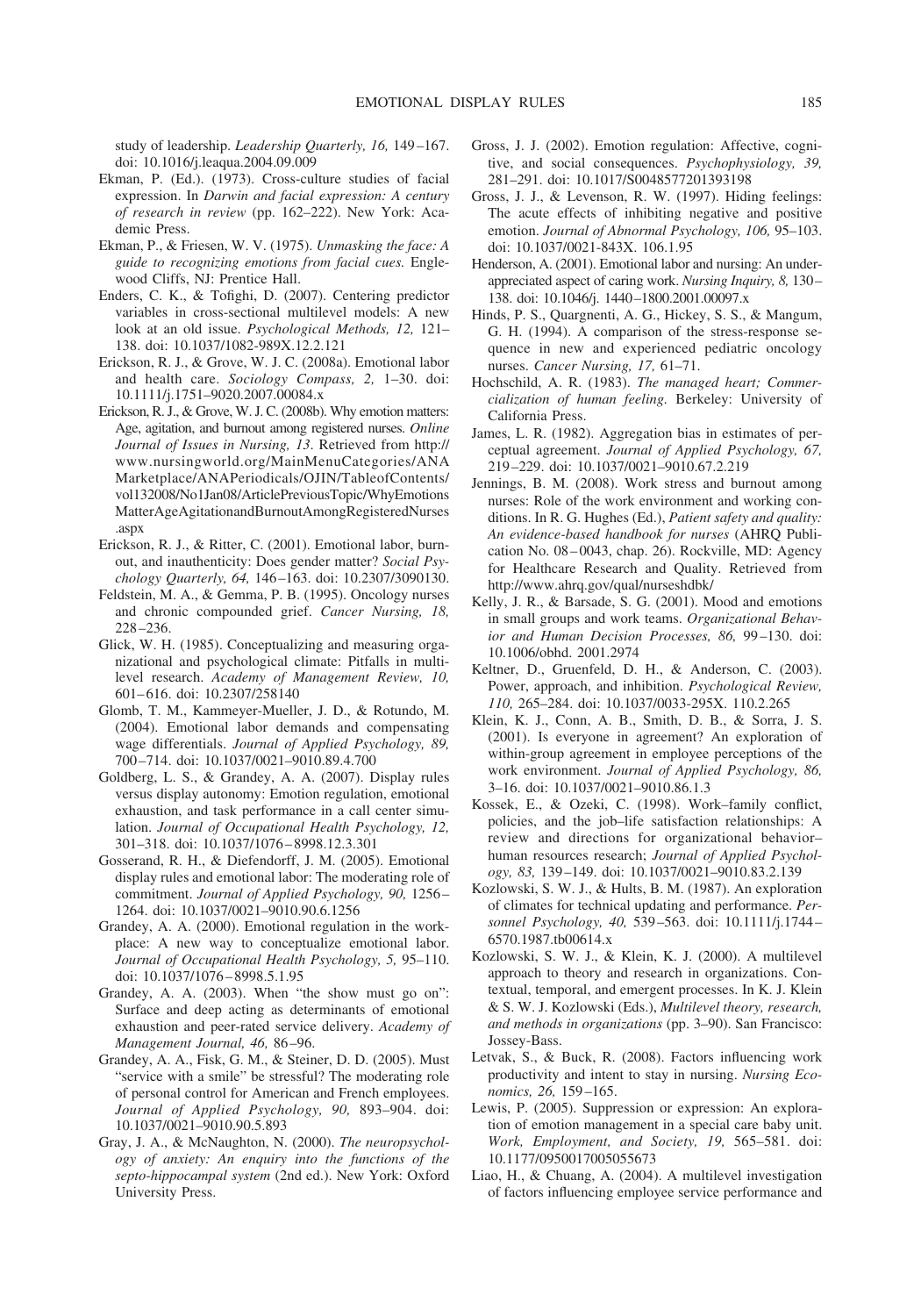study of leadership. *Leadership Quarterly, 16,* 149–167. doi: 10.1016/j.leaqua.2004.09.009

Ekman, P. (Ed.). (1973). Cross-culture studies of facial expression. In *Darwin and facial expression: A century of research in review* (pp. 162–222). New York: Academic Press.

Ekman, P., & Friesen, W. V. (1975). *Unmasking the face: A guide to recognizing emotions from facial cues.* Englewood Cliffs, NJ: Prentice Hall.

Enders, C. K., & Tofighi, D. (2007). Centering predictor variables in cross-sectional multilevel models: A new look at an old issue. *Psychological Methods, 12,* 121–138. doi: 10.1037/1082-989X.12.2.121

Erickson, R. J., & Grove, W. J. C. (2008a). Emotional labor and health care. *Sociology Compass, 2,* 1–30. doi: 10.1111/j.1751–9020.2007.00084.x

Erickson, R. J., & Grove, W. J. C. (2008b). Why emotion matters: Age, agitation, and burnout among registered nurses. *Online Journal of Issues in Nursing, 13*. Retrieved from http://www.nursingworld.org/MainMenuCategories/ANAMarketplace/ANAPeriodicals/OJIN/TableofContents/vol132008/No1Jan08/ArticlePreviousTopic/WhyEmotionsMatterAgeAgitationandBurnoutAmongRegisteredNurses.aspx

Erickson, R. J., & Ritter, C. (2001). Emotional labor, burnout, and inauthenticity: Does gender matter? *Social Psychology Quarterly, 64,* 146–163. doi: 10.2307/3090130.

Feldstein, M. A., & Gemma, P. B. (1995). Oncology nurses and chronic compounded grief. *Cancer Nursing, 18,* 228–236.

Glick, W. H. (1985). Conceptualizing and measuring organizational and psychological climate: Pitfalls in multilevel research. *Academy of Management Review, 10,* 601–616. doi: 10.2307/258140

Glomb, T. M., Kammeyer-Mueller, J. D., & Rotundo, M. (2004). Emotional labor demands and compensating wage differentials. *Journal of Applied Psychology, 89,* 700–714. doi: 10.1037/0021–9010.89.4.700

Goldberg, L. S., & Grandey, A. A. (2007). Display rules versus display autonomy: Emotion regulation, emotional exhaustion, and task performance in a call center simulation. *Journal of Occupational Health Psychology, 12,* 301–318. doi: 10.1037/1076–8998.12.3.301

Gosserand, R. H., & Diefendorff, J. M. (2005). Emotional display rules and emotional labor: The moderating role of commitment. *Journal of Applied Psychology, 90,* 1256–1264. doi: 10.1037/0021–9010.90.6.1256

Grandey, A. A. (2000). Emotional regulation in the workplace: A new way to conceptualize emotional labor. *Journal of Occupational Health Psychology, 5,* 95–110. doi: 10.1037/1076–8998.5.1.95

Grandey, A. A. (2003). When "the show must go on": Surface and deep acting as determinants of emotional exhaustion and peer-rated service delivery. *Academy of Management Journal, 46,* 86–96.

Grandey, A. A., Fisk, G. M., & Steiner, D. D. (2005). Must "service with a smile" be stressful? The moderating role of personal control for American and French employees. *Journal of Applied Psychology, 90,* 893–904. doi: 10.1037/0021–9010.90.5.893

Gray, J. A., & McNaughton, N. (2000). *The neuropsychology of anxiety: An enquiry into the functions of the septo-hippocampal system* (2nd ed.). New York: Oxford University Press.

Gross, J. J. (2002). Emotion regulation: Affective, cognitive, and social consequences. *Psychophysiology, 39,* 281–291. doi: 10.1017/S0048577201393198

Gross, J. J., & Levenson, R. W. (1997). Hiding feelings: The acute effects of inhibiting negative and positive emotion. *Journal of Abnormal Psychology, 106,* 95–103. doi: 10.1037/0021-843X. 106.1.95

Henderson, A. (2001). Emotional labor and nursing: An underappreciated aspect of caring work. *Nursing Inquiry, 8,* 130–138. doi: 10.1046/j. 1440–1800.2001.00097.x

Hinds, P. S., Quargnenti, A. G., Hickey, S. S., & Mangum, G. H. (1994). A comparison of the stress-response sequence in new and experienced pediatric oncology nurses. *Cancer Nursing, 17,* 61–71.

Hochschild, A. R. (1983). *The managed heart; Commercialization of human feeling.* Berkeley: University of California Press.

James, L. R. (1982). Aggregation bias in estimates of perceptual agreement. *Journal of Applied Psychology, 67,* 219–229. doi: 10.1037/0021–9010.67.2.219

Jennings, B. M. (2008). Work stress and burnout among nurses: Role of the work environment and working conditions. In R. G. Hughes (Ed.), *Patient safety and quality: An evidence-based handbook for nurses* (AHRQ Publication No. 08–0043, chap. 26). Rockville, MD: Agency for Healthcare Research and Quality. Retrieved from http://www.ahrq.gov/qual/nurseshdbk/

Kelly, J. R., & Barsade, S. G. (2001). Mood and emotions in small groups and work teams. *Organizational Behavior and Human Decision Processes, 86,* 99–130. doi: 10.1006/obhd. 2001.2974

Keltner, D., Gruenfeld, D. H., & Anderson, C. (2003). Power, approach, and inhibition. *Psychological Review, 110,* 265–284. doi: 10.1037/0033-295X. 110.2.265

Klein, K. J., Conn, A. B., Smith, D. B., & Sorra, J. S. (2001). Is everyone in agreement? An exploration of within-group agreement in employee perceptions of the work environment. *Journal of Applied Psychology, 86,* 3–16. doi: 10.1037/0021–9010.86.1.3

Kossek, E., & Ozeki, C. (1998). Work–family conflict, policies, and the job–life satisfaction relationships: A review and directions for organizational behavior–human resources research; *Journal of Applied Psychology, 83,* 139–149. doi: 10.1037/0021–9010.83.2.139

Kozlowski, S. W. J., & Hults, B. M. (1987). An exploration of climates for technical updating and performance. *Personnel Psychology, 40,* 539–563. doi: 10.1111/j.1744–6570.1987.tb00614.x

Kozlowski, S. W. J., & Klein, K. J. (2000). A multilevel approach to theory and research in organizations. Contextual, temporal, and emergent processes. In K. J. Klein & S. W. J. Kozlowski (Eds.), *Multilevel theory, research, and methods in organizations* (pp. 3–90). San Francisco: Jossey-Bass.

Letvak, S., & Buck, R. (2008). Factors influencing work productivity and intent to stay in nursing. *Nursing Economics, 26,* 159–165.

Lewis, P. (2005). Suppression or expression: An exploration of emotion management in a special care baby unit. *Work, Employment, and Society, 19,* 565–581. doi: 10.1177/0950017005055673

Liao, H., & Chuang, A. (2004). A multilevel investigation of factors influencing employee service performance and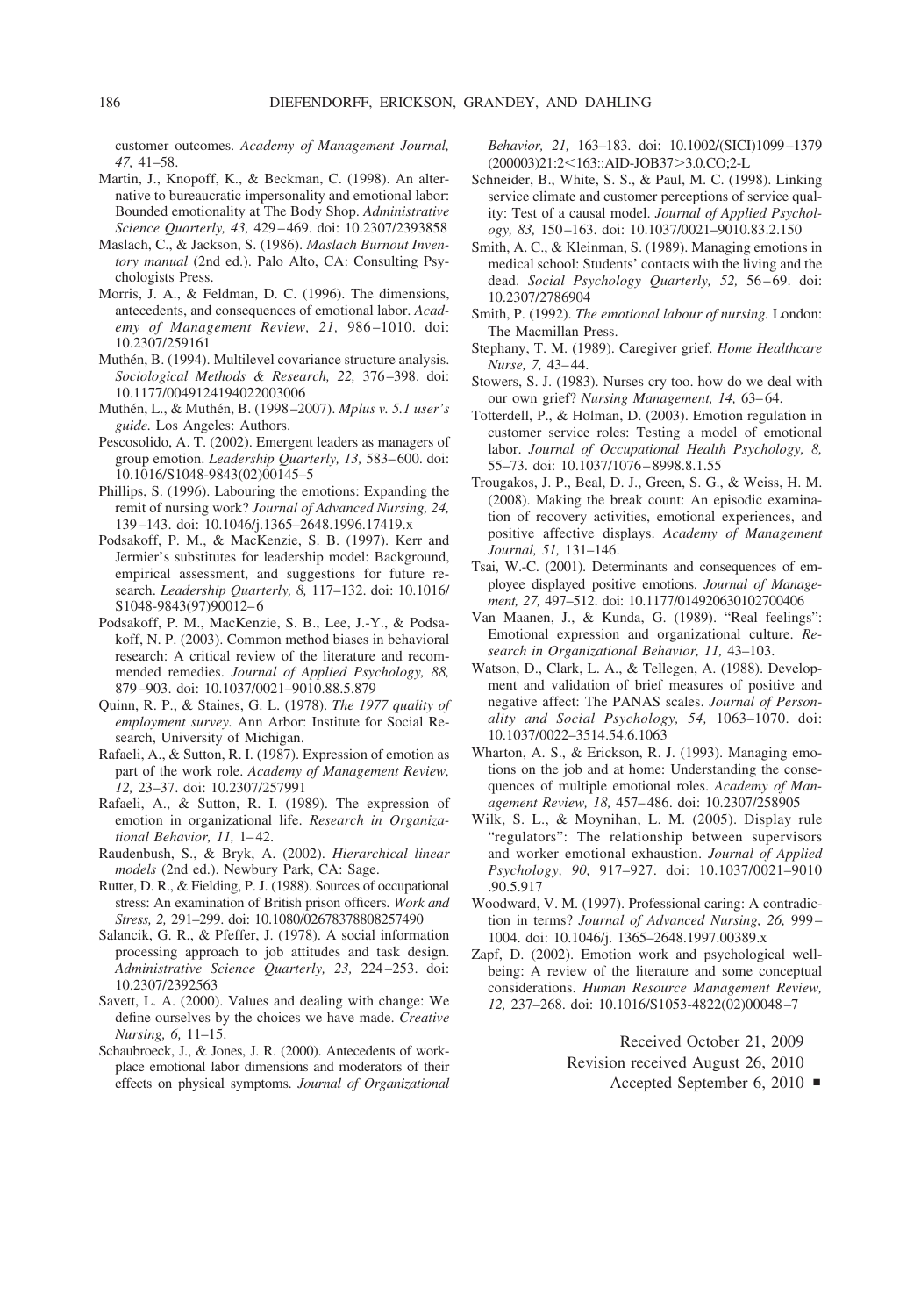customer outcomes. *Academy of Management Journal, 47,* 41–58.

Martin, J., Knopoff, K., & Beckman, C. (1998). An alternative to bureaucratic impersonality and emotional labor: Bounded emotionality at The Body Shop. *Administrative Science Quarterly, 43,* 429–469. doi: 10.2307/2393858

Maslach, C., & Jackson, S. (1986). *Maslach Burnout Inventory manual* (2nd ed.). Palo Alto, CA: Consulting Psychologists Press.

Morris, J. A., & Feldman, D. C. (1996). The dimensions, antecedents, and consequences of emotional labor. *Academy of Management Review, 21,* 986–1010. doi: 10.2307/259161

Muthén, B. (1994). Multilevel covariance structure analysis. *Sociological Methods & Research, 22,* 376–398. doi: 10.1177/0049124194022003006

Muthén, L., & Muthén, B. (1998–2007). *Mplus v. 5.1 user's guide.* Los Angeles: Authors.

Pescosolido, A. T. (2002). Emergent leaders as managers of group emotion. *Leadership Quarterly, 13,* 583–600. doi: 10.1016/S1048-9843(02)00145–5

Phillips, S. (1996). Labouring the emotions: Expanding the remit of nursing work? *Journal of Advanced Nursing, 24,* 139–143. doi: 10.1046/j.1365–2648.1996.17419.x

Podsakoff, P. M., & MacKenzie, S. B. (1997). Kerr and Jermier's substitutes for leadership model: Background, empirical assessment, and suggestions for future research. *Leadership Quarterly, 8,* 117–132. doi: 10.1016/S1048-9843(97)90012–6

Podsakoff, P. M., MacKenzie, S. B., Lee, J.-Y., & Podsakoff, N. P. (2003). Common method biases in behavioral research: A critical review of the literature and recommended remedies. *Journal of Applied Psychology, 88,* 879–903. doi: 10.1037/0021–9010.88.5.879

Quinn, R. P., & Staines, G. L. (1978). *The 1977 quality of employment survey.* Ann Arbor: Institute for Social Research, University of Michigan.

Rafaeli, A., & Sutton, R. I. (1987). Expression of emotion as part of the work role. *Academy of Management Review, 12,* 23–37. doi: 10.2307/257991

Rafaeli, A., & Sutton, R. I. (1989). The expression of emotion in organizational life. *Research in Organizational Behavior, 11,* 1–42.

Raudenbush, S., & Bryk, A. (2002). *Hierarchical linear models* (2nd ed.). Newbury Park, CA: Sage.

Rutter, D. R., & Fielding, P. J. (1988). Sources of occupational stress: An examination of British prison officers. *Work and Stress, 2,* 291–299. doi: 10.1080/02678378808257490

Salancik, G. R., & Pfeffer, J. (1978). A social information processing approach to job attitudes and task design. *Administrative Science Quarterly, 23,* 224–253. doi: 10.2307/2392563

Savett, L. A. (2000). Values and dealing with change: We define ourselves by the choices we have made. *Creative Nursing, 6,* 11–15.

Schaubroeck, J., & Jones, J. R. (2000). Antecedents of workplace emotional labor dimensions and moderators of their effects on physical symptoms. *Journal of Organizational Behavior, 21,* 163–183. doi: 10.1002/(SICI)1099–1379(200003)21:2<163::AID-JOB37>3.0.CO;2-L

Schneider, B., White, S. S., & Paul, M. C. (1998). Linking service climate and customer perceptions of service quality: Test of a causal model. *Journal of Applied Psychology, 83,* 150–163. doi: 10.1037/0021–9010.83.2.150

Smith, A. C., & Kleinman, S. (1989). Managing emotions in medical school: Students' contacts with the living and the dead. *Social Psychology Quarterly, 52,* 56–69. doi: 10.2307/2786904

Smith, P. (1992). *The emotional labour of nursing.* London: The Macmillan Press.

Stephany, T. M. (1989). Caregiver grief. *Home Healthcare Nurse, 7,* 43–44.

Stowers, S. J. (1983). Nurses cry too. how do we deal with our own grief? *Nursing Management, 14,* 63–64.

Totterdell, P., & Holman, D. (2003). Emotion regulation in customer service roles: Testing a model of emotional labor. *Journal of Occupational Health Psychology, 8,* 55–73. doi: 10.1037/1076–8998.8.1.55

Trougakos, J. P., Beal, D. J., Green, S. G., & Weiss, H. M. (2008). Making the break count: An episodic examination of recovery activities, emotional experiences, and positive affective displays. *Academy of Management Journal, 51,* 131–146.

Tsai, W.-C. (2001). Determinants and consequences of employee displayed positive emotions. *Journal of Management, 27,* 497–512. doi: 10.1177/014920630102700406

Van Maanen, J., & Kunda, G. (1989). "Real feelings": Emotional expression and organizational culture. *Research in Organizational Behavior, 11,* 43–103.

Watson, D., Clark, L. A., & Tellegen, A. (1988). Development and validation of brief measures of positive and negative affect: The PANAS scales. *Journal of Personality and Social Psychology, 54,* 1063–1070. doi: 10.1037/0022–3514.54.6.1063

Wharton, A. S., & Erickson, R. J. (1993). Managing emotions on the job and at home: Understanding the consequences of multiple emotional roles. *Academy of Management Review, 18,* 457–486. doi: 10.2307/258905

Wilk, S. L., & Moynihan, L. M. (2005). Display rule "regulators": The relationship between supervisors and worker emotional exhaustion. *Journal of Applied Psychology, 90,* 917–927. doi: 10.1037/0021–9010.90.5.917

Woodward, V. M. (1997). Professional caring: A contradiction in terms? *Journal of Advanced Nursing, 26,* 999–1004. doi: 10.1046/j. 1365–2648.1997.00389.x

Zapf, D. (2002). Emotion work and psychological well-being: A review of the literature and some conceptual considerations. *Human Resource Management Review, 12,* 237–268. doi: 10.1016/S1053-4822(02)00048–7

Received October 21, 2009
Revision received August 26, 2010
Accepted September 6, 2010 ■